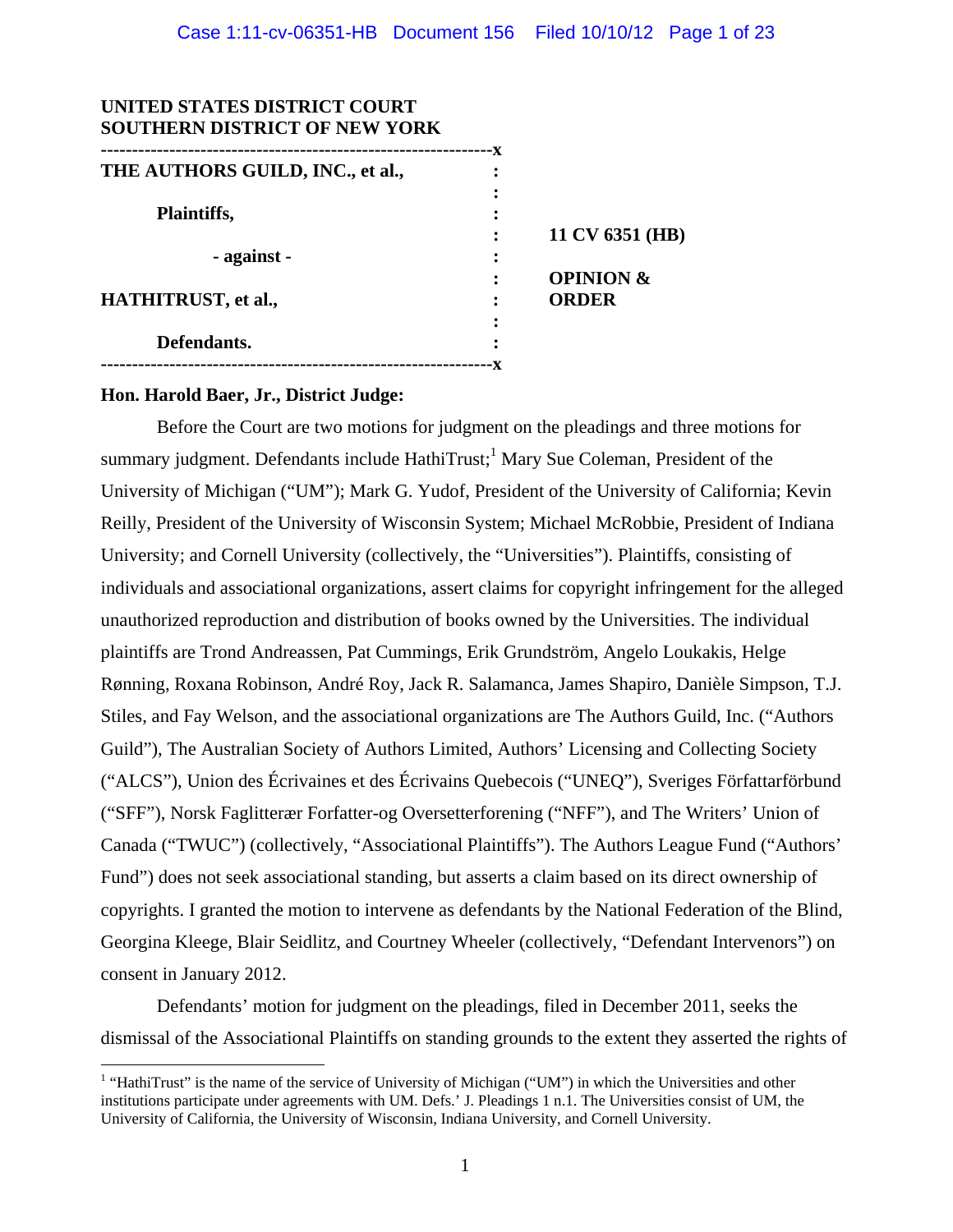**UNITED STATES DISTRICT COURT**
**SOUTHERN DISTRICT OF NEW YORK**

| | | |
|---|---|---|
| **THE AUTHORS GUILD, INC., et al.,** | : | |
| | : | |
| **Plaintiffs,** | : | |
| | : | **11 CV 6351 (HB)** |
| **- against -** | : | |
| | : | **OPINION & ORDER** |
| **HATHITRUST, et al.,** | : | |
| | : | |
| **Defendants.** | : | |

**Hon. Harold Baer, Jr., District Judge:**

Before the Court are two motions for judgment on the pleadings and three motions for summary judgment. Defendants include HathiTrust;[1] Mary Sue Coleman, President of the University of Michigan ("UM"); Mark G. Yudof, President of the University of California; Kevin Reilly, President of the University of Wisconsin System; Michael McRobbie, President of Indiana University; and Cornell University (collectively, the "Universities"). Plaintiffs, consisting of individuals and associational organizations, assert claims for copyright infringement for the alleged unauthorized reproduction and distribution of books owned by the Universities. The individual plaintiffs are Trond Andreassen, Pat Cummings, Erik Grundström, Angelo Loukakis, Helge Rønning, Roxana Robinson, André Roy, Jack R. Salamanca, James Shapiro, Danièle Simpson, T.J. Stiles, and Fay Welson, and the associational organizations are The Authors Guild, Inc. ("Authors Guild"), The Australian Society of Authors Limited, Authors' Licensing and Collecting Society ("ALCS"), Union des Écrivaines et des Écrivains Quebecois ("UNEQ"), Sveriges Författarförbund ("SFF"), Norsk Faglitterær Forfatter-og Oversetterforening ("NFF"), and The Writers' Union of Canada ("TWUC") (collectively, "Associational Plaintiffs"). The Authors League Fund ("Authors' Fund") does not seek associational standing, but asserts a claim based on its direct ownership of copyrights. I granted the motion to intervene as defendants by the National Federation of the Blind, Georgina Kleege, Blair Seidlitz, and Courtney Wheeler (collectively, "Defendant Intervenors") on consent in January 2012.

Defendants' motion for judgment on the pleadings, filed in December 2011, seeks the dismissal of the Associational Plaintiffs on standing grounds to the extent they asserted the rights of

---

[1] "HathiTrust" is the name of the service of University of Michigan ("UM") in which the Universities and other institutions participate under agreements with UM. Defs.' J. Pleadings 1 n.1. The Universities consist of UM, the University of California, the University of Wisconsin, Indiana University, and Cornell University.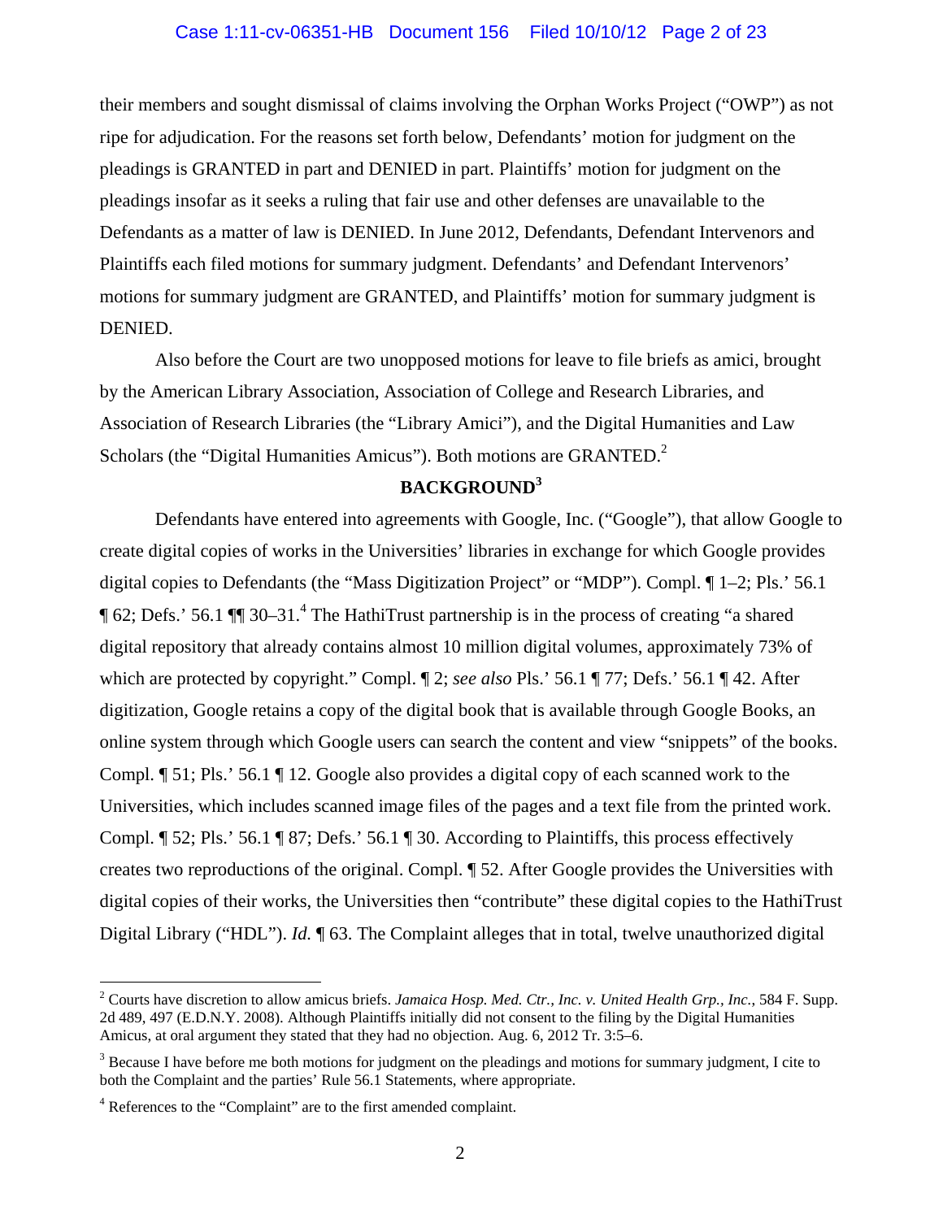their members and sought dismissal of claims involving the Orphan Works Project ("OWP") as not ripe for adjudication. For the reasons set forth below, Defendants' motion for judgment on the pleadings is GRANTED in part and DENIED in part. Plaintiffs' motion for judgment on the pleadings insofar as it seeks a ruling that fair use and other defenses are unavailable to the Defendants as a matter of law is DENIED. In June 2012, Defendants, Defendant Intervenors and Plaintiffs each filed motions for summary judgment. Defendants' and Defendant Intervenors' motions for summary judgment are GRANTED, and Plaintiffs' motion for summary judgment is DENIED.

Also before the Court are two unopposed motions for leave to file briefs as amici, brought by the American Library Association, Association of College and Research Libraries, and Association of Research Libraries (the "Library Amici"), and the Digital Humanities and Law Scholars (the "Digital Humanities Amicus"). Both motions are GRANTED.[2]

## BACKGROUND[3]

Defendants have entered into agreements with Google, Inc. ("Google"), that allow Google to create digital copies of works in the Universities' libraries in exchange for which Google provides digital copies to Defendants (the "Mass Digitization Project" or "MDP"). Compl. ¶ 1–2; Pls.' 56.1 ¶ 62; Defs.' 56.1 ¶¶ 30–31.[4] The HathiTrust partnership is in the process of creating "a shared digital repository that already contains almost 10 million digital volumes, approximately 73% of which are protected by copyright." Compl. ¶ 2; *see also* Pls.' 56.1 ¶ 77; Defs.' 56.1 ¶ 42. After digitization, Google retains a copy of the digital book that is available through Google Books, an online system through which Google users can search the content and view "snippets" of the books. Compl. ¶ 51; Pls.' 56.1 ¶ 12. Google also provides a digital copy of each scanned work to the Universities, which includes scanned image files of the pages and a text file from the printed work. Compl. ¶ 52; Pls.' 56.1 ¶ 87; Defs.' 56.1 ¶ 30. According to Plaintiffs, this process effectively creates two reproductions of the original. Compl. ¶ 52. After Google provides the Universities with digital copies of their works, the Universities then "contribute" these digital copies to the HathiTrust Digital Library ("HDL"). *Id.* ¶ 63. The Complaint alleges that in total, twelve unauthorized digital

---

[2] Courts have discretion to allow amicus briefs. *Jamaica Hosp. Med. Ctr., Inc. v. United Health Grp., Inc.*, 584 F. Supp. 2d 489, 497 (E.D.N.Y. 2008). Although Plaintiffs initially did not consent to the filing by the Digital Humanities Amicus, at oral argument they stated that they had no objection. Aug. 6, 2012 Tr. 3:5–6.

[3] Because I have before me both motions for judgment on the pleadings and motions for summary judgment, I cite to both the Complaint and the parties' Rule 56.1 Statements, where appropriate.

[4] References to the "Complaint" are to the first amended complaint.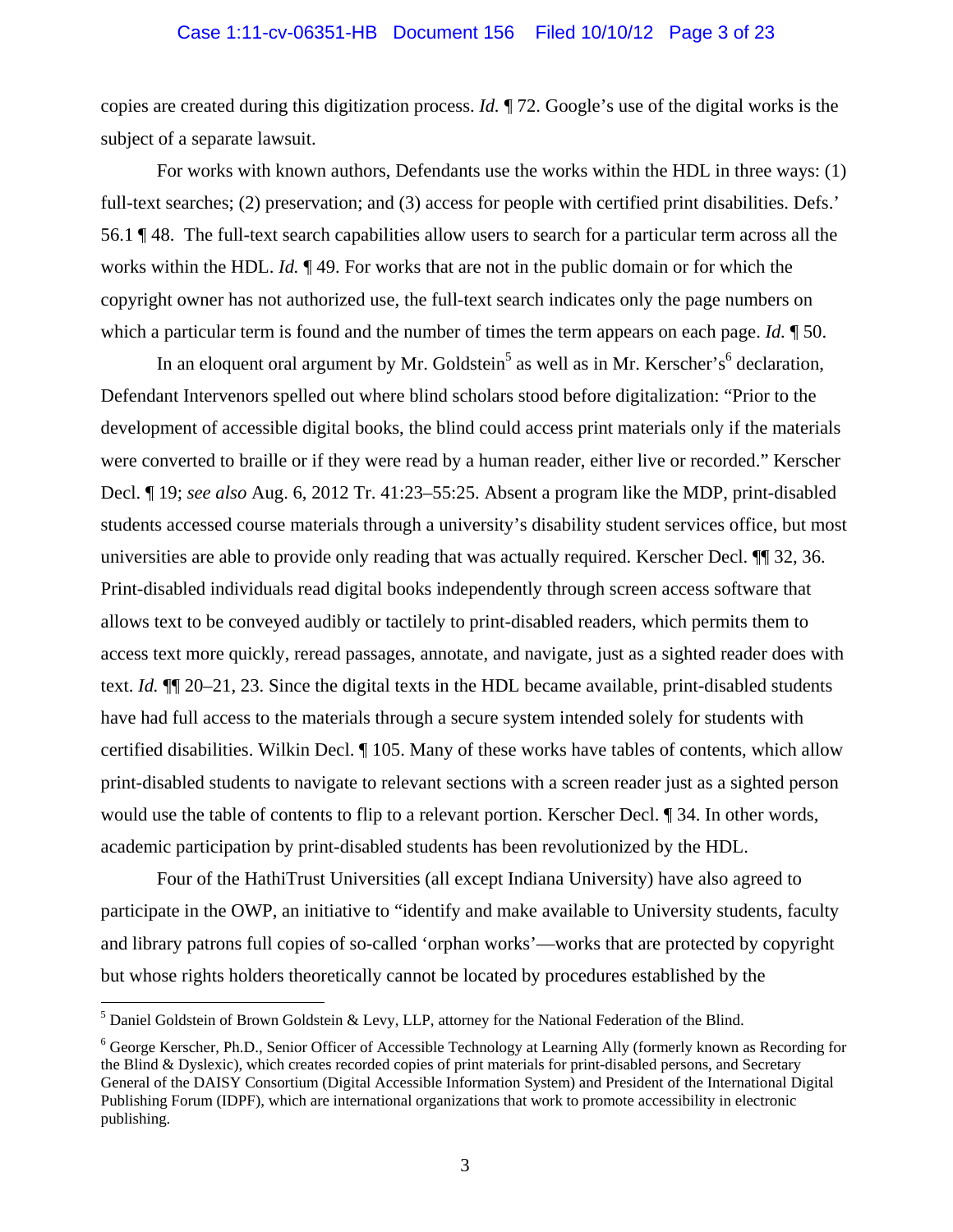copies are created during this digitization process. *Id.* ¶ 72. Google's use of the digital works is the subject of a separate lawsuit.

For works with known authors, Defendants use the works within the HDL in three ways: (1) full-text searches; (2) preservation; and (3) access for people with certified print disabilities. Defs.' 56.1 ¶ 48. The full-text search capabilities allow users to search for a particular term across all the works within the HDL. *Id.* ¶ 49. For works that are not in the public domain or for which the copyright owner has not authorized use, the full-text search indicates only the page numbers on which a particular term is found and the number of times the term appears on each page. *Id.* ¶ 50.

In an eloquent oral argument by Mr. Goldstein[5] as well as in Mr. Kerscher's[6] declaration, Defendant Intervenors spelled out where blind scholars stood before digitalization: "Prior to the development of accessible digital books, the blind could access print materials only if the materials were converted to braille or if they were read by a human reader, either live or recorded." Kerscher Decl. ¶ 19; *see also* Aug. 6, 2012 Tr. 41:23–55:25. Absent a program like the MDP, print-disabled students accessed course materials through a university's disability student services office, but most universities are able to provide only reading that was actually required. Kerscher Decl. ¶¶ 32, 36. Print-disabled individuals read digital books independently through screen access software that allows text to be conveyed audibly or tactilely to print-disabled readers, which permits them to access text more quickly, reread passages, annotate, and navigate, just as a sighted reader does with text. *Id.* ¶¶ 20–21, 23. Since the digital texts in the HDL became available, print-disabled students have had full access to the materials through a secure system intended solely for students with certified disabilities. Wilkin Decl. ¶ 105. Many of these works have tables of contents, which allow print-disabled students to navigate to relevant sections with a screen reader just as a sighted person would use the table of contents to flip to a relevant portion. Kerscher Decl. ¶ 34. In other words, academic participation by print-disabled students has been revolutionized by the HDL.

Four of the HathiTrust Universities (all except Indiana University) have also agreed to participate in the OWP, an initiative to "identify and make available to University students, faculty and library patrons full copies of so-called 'orphan works'—works that are protected by copyright but whose rights holders theoretically cannot be located by procedures established by the

---

[5] Daniel Goldstein of Brown Goldstein & Levy, LLP, attorney for the National Federation of the Blind.

[6] George Kerscher, Ph.D., Senior Officer of Accessible Technology at Learning Ally (formerly known as Recording for the Blind & Dyslexic), which creates recorded copies of print materials for print-disabled persons, and Secretary General of the DAISY Consortium (Digital Accessible Information System) and President of the International Digital Publishing Forum (IDPF), which are international organizations that work to promote accessibility in electronic publishing.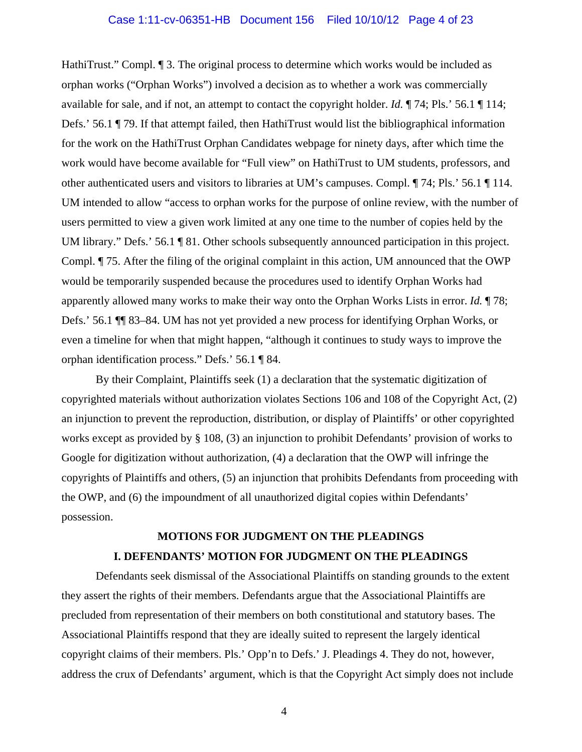HathiTrust." Compl. ¶ 3. The original process to determine which works would be included as orphan works ("Orphan Works") involved a decision as to whether a work was commercially available for sale, and if not, an attempt to contact the copyright holder. *Id.* ¶ 74; Pls.' 56.1 ¶ 114; Defs.' 56.1 ¶ 79. If that attempt failed, then HathiTrust would list the bibliographical information for the work on the HathiTrust Orphan Candidates webpage for ninety days, after which time the work would have become available for "Full view" on HathiTrust to UM students, professors, and other authenticated users and visitors to libraries at UM's campuses. Compl. ¶ 74; Pls.' 56.1 ¶ 114. UM intended to allow "access to orphan works for the purpose of online review, with the number of users permitted to view a given work limited at any one time to the number of copies held by the UM library." Defs.' 56.1 ¶ 81. Other schools subsequently announced participation in this project. Compl. ¶ 75. After the filing of the original complaint in this action, UM announced that the OWP would be temporarily suspended because the procedures used to identify Orphan Works had apparently allowed many works to make their way onto the Orphan Works Lists in error. *Id.* ¶ 78; Defs.' 56.1 ¶¶ 83–84. UM has not yet provided a new process for identifying Orphan Works, or even a timeline for when that might happen, "although it continues to study ways to improve the orphan identification process." Defs.' 56.1 ¶ 84.

By their Complaint, Plaintiffs seek (1) a declaration that the systematic digitization of copyrighted materials without authorization violates Sections 106 and 108 of the Copyright Act, (2) an injunction to prevent the reproduction, distribution, or display of Plaintiffs' or other copyrighted works except as provided by § 108, (3) an injunction to prohibit Defendants' provision of works to Google for digitization without authorization, (4) a declaration that the OWP will infringe the copyrights of Plaintiffs and others, (5) an injunction that prohibits Defendants from proceeding with the OWP, and (6) the impoundment of all unauthorized digital copies within Defendants' possession.

## MOTIONS FOR JUDGMENT ON THE PLEADINGS

### I. DEFENDANTS' MOTION FOR JUDGMENT ON THE PLEADINGS

Defendants seek dismissal of the Associational Plaintiffs on standing grounds to the extent they assert the rights of their members. Defendants argue that the Associational Plaintiffs are precluded from representation of their members on both constitutional and statutory bases. The Associational Plaintiffs respond that they are ideally suited to represent the largely identical copyright claims of their members. Pls.' Opp'n to Defs.' J. Pleadings 4. They do not, however, address the crux of Defendants' argument, which is that the Copyright Act simply does not include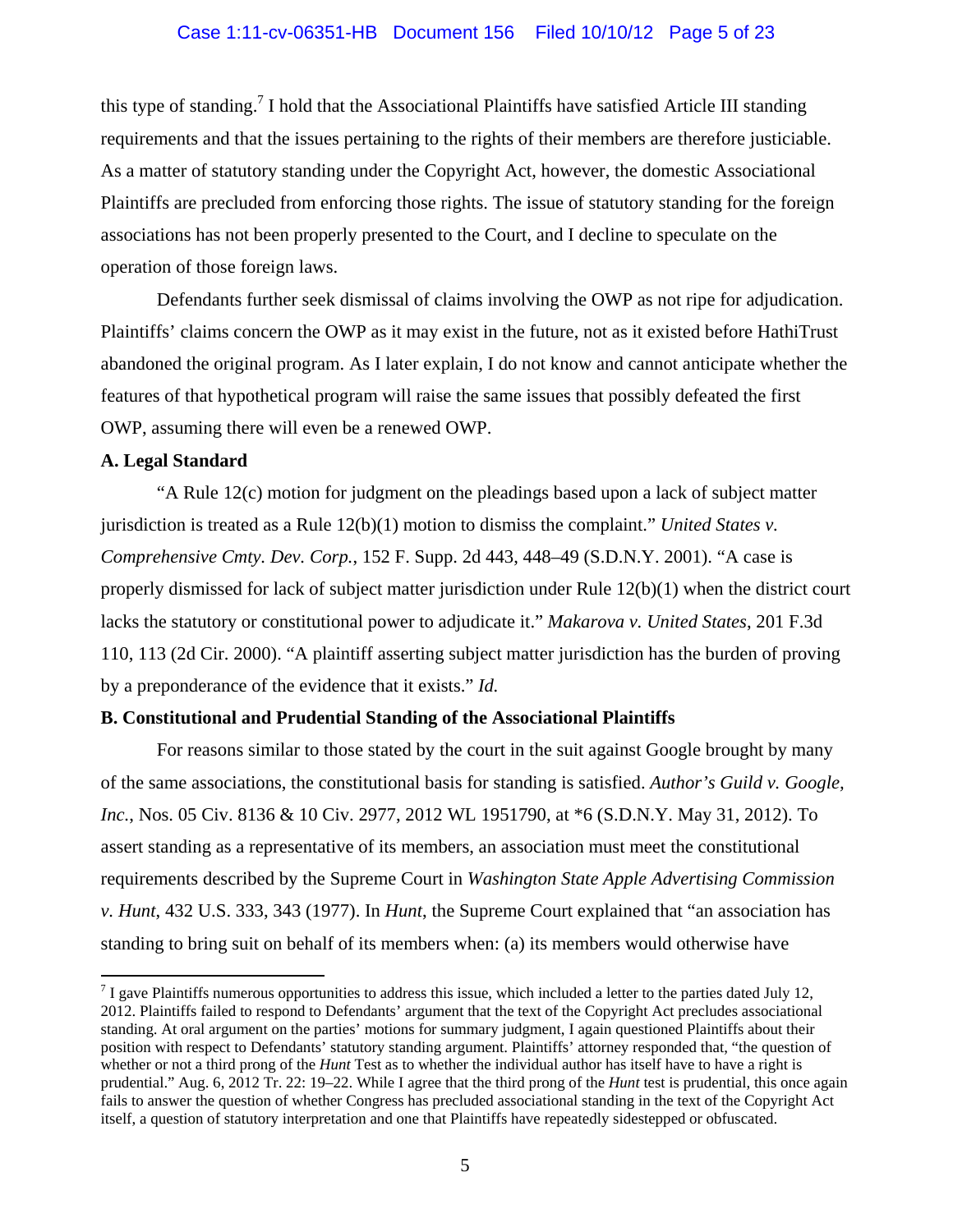this type of standing.[7] I hold that the Associational Plaintiffs have satisfied Article III standing requirements and that the issues pertaining to the rights of their members are therefore justiciable. As a matter of statutory standing under the Copyright Act, however, the domestic Associational Plaintiffs are precluded from enforcing those rights. The issue of statutory standing for the foreign associations has not been properly presented to the Court, and I decline to speculate on the operation of those foreign laws.

Defendants further seek dismissal of claims involving the OWP as not ripe for adjudication. Plaintiffs' claims concern the OWP as it may exist in the future, not as it existed before HathiTrust abandoned the original program. As I later explain, I do not know and cannot anticipate whether the features of that hypothetical program will raise the same issues that possibly defeated the first OWP, assuming there will even be a renewed OWP.

**A. Legal Standard**

"A Rule 12(c) motion for judgment on the pleadings based upon a lack of subject matter jurisdiction is treated as a Rule 12(b)(1) motion to dismiss the complaint." *United States v. Comprehensive Cmty. Dev. Corp.*, 152 F. Supp. 2d 443, 448–49 (S.D.N.Y. 2001). "A case is properly dismissed for lack of subject matter jurisdiction under Rule 12(b)(1) when the district court lacks the statutory or constitutional power to adjudicate it." *Makarova v. United States*, 201 F.3d 110, 113 (2d Cir. 2000). "A plaintiff asserting subject matter jurisdiction has the burden of proving by a preponderance of the evidence that it exists." *Id.*

**B. Constitutional and Prudential Standing of the Associational Plaintiffs**

For reasons similar to those stated by the court in the suit against Google brought by many of the same associations, the constitutional basis for standing is satisfied. *Author's Guild v. Google, Inc.*, Nos. 05 Civ. 8136 & 10 Civ. 2977, 2012 WL 1951790, at *6 (S.D.N.Y. May 31, 2012). To assert standing as a representative of its members, an association must meet the constitutional requirements described by the Supreme Court in *Washington State Apple Advertising Commission v. Hunt*, 432 U.S. 333, 343 (1977). In *Hunt*, the Supreme Court explained that "an association has standing to bring suit on behalf of its members when: (a) its members would otherwise have

---

[7] I gave Plaintiffs numerous opportunities to address this issue, which included a letter to the parties dated July 12, 2012. Plaintiffs failed to respond to Defendants' argument that the text of the Copyright Act precludes associational standing. At oral argument on the parties' motions for summary judgment, I again questioned Plaintiffs about their position with respect to Defendants' statutory standing argument. Plaintiffs' attorney responded that, "the question of whether or not a third prong of the *Hunt* Test as to whether the individual author has itself have to have a right is prudential." Aug. 6, 2012 Tr. 22: 19–22. While I agree that the third prong of the *Hunt* test is prudential, this once again fails to answer the question of whether Congress has precluded associational standing in the text of the Copyright Act itself, a question of statutory interpretation and one that Plaintiffs have repeatedly sidestepped or obfuscated.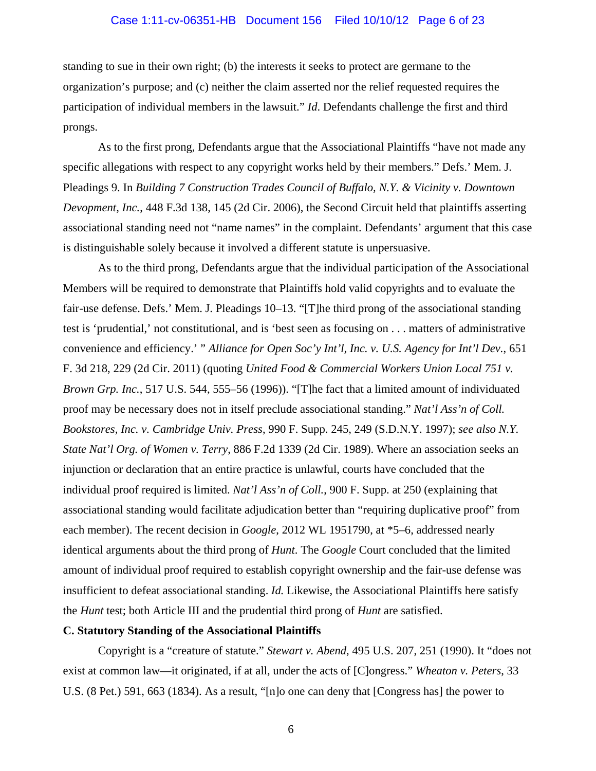standing to sue in their own right; (b) the interests it seeks to protect are germane to the organization's purpose; and (c) neither the claim asserted nor the relief requested requires the participation of individual members in the lawsuit." *Id*. Defendants challenge the first and third prongs.

As to the first prong, Defendants argue that the Associational Plaintiffs "have not made any specific allegations with respect to any copyright works held by their members." Defs.' Mem. J. Pleadings 9. In *Building 7 Construction Trades Council of Buffalo, N.Y. & Vicinity v. Downtown Devopment, Inc.*, 448 F.3d 138, 145 (2d Cir. 2006), the Second Circuit held that plaintiffs asserting associational standing need not "name names" in the complaint. Defendants' argument that this case is distinguishable solely because it involved a different statute is unpersuasive.

As to the third prong, Defendants argue that the individual participation of the Associational Members will be required to demonstrate that Plaintiffs hold valid copyrights and to evaluate the fair-use defense. Defs.' Mem. J. Pleadings 10–13. "[T]he third prong of the associational standing test is 'prudential,' not constitutional, and is 'best seen as focusing on . . . matters of administrative convenience and efficiency.' " *Alliance for Open Soc'y Int'l, Inc. v. U.S. Agency for Int'l Dev.*, 651 F. 3d 218, 229 (2d Cir. 2011) (quoting *United Food & Commercial Workers Union Local 751 v. Brown Grp. Inc.*, 517 U.S. 544, 555–56 (1996)). "[T]he fact that a limited amount of individuated proof may be necessary does not in itself preclude associational standing." *Nat'l Ass'n of Coll. Bookstores, Inc. v. Cambridge Univ. Press*, 990 F. Supp. 245, 249 (S.D.N.Y. 1997); *see also N.Y. State Nat'l Org. of Women v. Terry*, 886 F.2d 1339 (2d Cir. 1989). Where an association seeks an injunction or declaration that an entire practice is unlawful, courts have concluded that the individual proof required is limited. *Nat'l Ass'n of Coll.*, 900 F. Supp. at 250 (explaining that associational standing would facilitate adjudication better than "requiring duplicative proof" from each member). The recent decision in *Google*, 2012 WL 1951790, at *5–6, addressed nearly identical arguments about the third prong of *Hunt*. The *Google* Court concluded that the limited amount of individual proof required to establish copyright ownership and the fair-use defense was insufficient to defeat associational standing. *Id.* Likewise, the Associational Plaintiffs here satisfy the *Hunt* test; both Article III and the prudential third prong of *Hunt* are satisfied.

**C. Statutory Standing of the Associational Plaintiffs**

Copyright is a "creature of statute." *Stewart v. Abend*, 495 U.S. 207, 251 (1990). It "does not exist at common law—it originated, if at all, under the acts of [C]ongress." *Wheaton v. Peters*, 33 U.S. (8 Pet.) 591, 663 (1834). As a result, "[n]o one can deny that [Congress has] the power to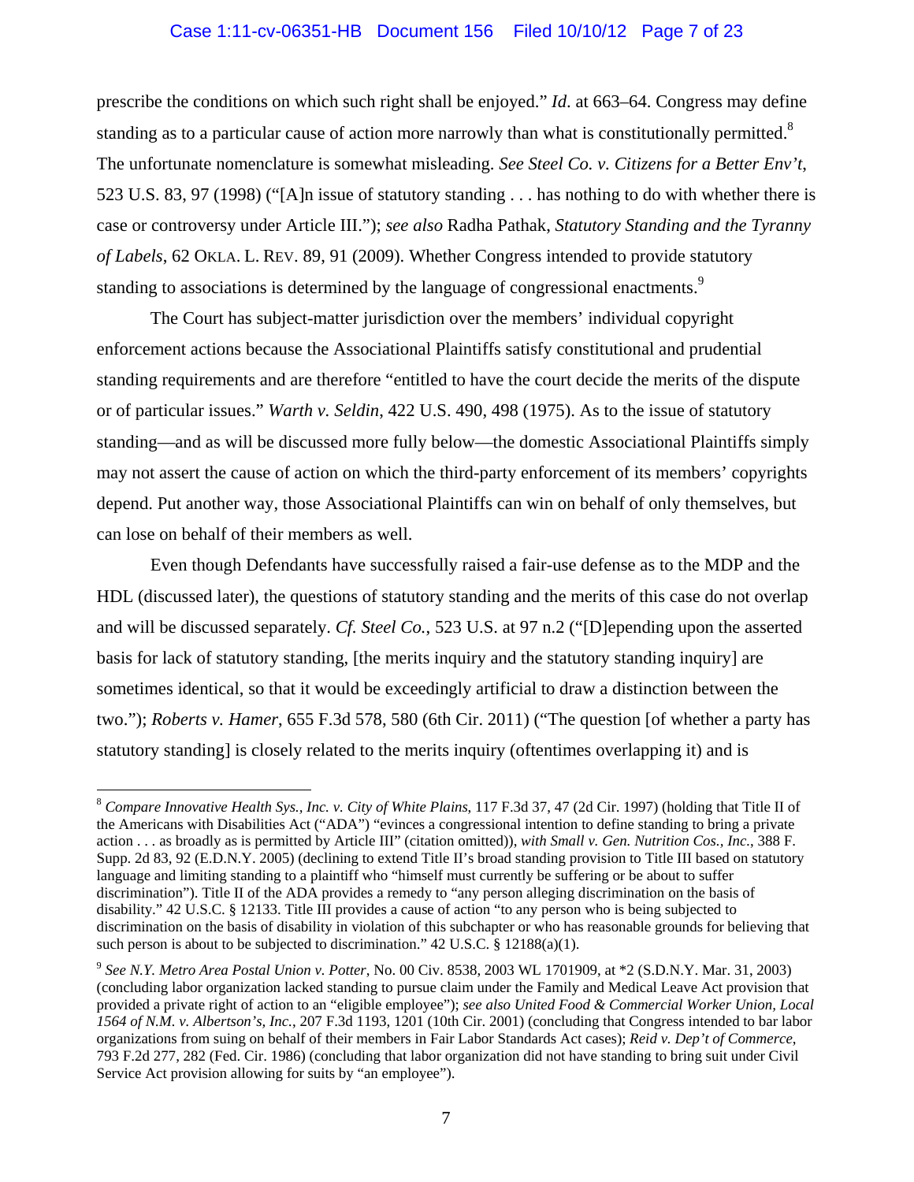prescribe the conditions on which such right shall be enjoyed." *Id*. at 663–64. Congress may define standing as to a particular cause of action more narrowly than what is constitutionally permitted.[8] The unfortunate nomenclature is somewhat misleading. *See Steel Co. v. Citizens for a Better Env't*, 523 U.S. 83, 97 (1998) ("[A]n issue of statutory standing . . . has nothing to do with whether there is case or controversy under Article III."); *see also* Radha Pathak, *Statutory Standing and the Tyranny of Labels*, 62 OKLA. L. REV. 89, 91 (2009). Whether Congress intended to provide statutory standing to associations is determined by the language of congressional enactments.[9]

The Court has subject-matter jurisdiction over the members' individual copyright enforcement actions because the Associational Plaintiffs satisfy constitutional and prudential standing requirements and are therefore "entitled to have the court decide the merits of the dispute or of particular issues." *Warth v. Seldin*, 422 U.S. 490, 498 (1975). As to the issue of statutory standing—and as will be discussed more fully below—the domestic Associational Plaintiffs simply may not assert the cause of action on which the third-party enforcement of its members' copyrights depend. Put another way, those Associational Plaintiffs can win on behalf of only themselves, but can lose on behalf of their members as well.

Even though Defendants have successfully raised a fair-use defense as to the MDP and the HDL (discussed later), the questions of statutory standing and the merits of this case do not overlap and will be discussed separately. *Cf. Steel Co.*, 523 U.S. at 97 n.2 ("[D]epending upon the asserted basis for lack of statutory standing, [the merits inquiry and the statutory standing inquiry] are sometimes identical, so that it would be exceedingly artificial to draw a distinction between the two."); *Roberts v. Hamer*, 655 F.3d 578, 580 (6th Cir. 2011) ("The question [of whether a party has statutory standing] is closely related to the merits inquiry (oftentimes overlapping it) and is

---

[8] *Compare Innovative Health Sys., Inc. v. City of White Plains*, 117 F.3d 37, 47 (2d Cir. 1997) (holding that Title II of the Americans with Disabilities Act ("ADA") "evinces a congressional intention to define standing to bring a private action . . . as broadly as is permitted by Article III" (citation omitted)), *with Small v. Gen. Nutrition Cos., Inc.*, 388 F. Supp. 2d 83, 92 (E.D.N.Y. 2005) (declining to extend Title II's broad standing provision to Title III based on statutory language and limiting standing to a plaintiff who "himself must currently be suffering or be about to suffer discrimination"). Title II of the ADA provides a remedy to "any person alleging discrimination on the basis of disability." 42 U.S.C. § 12133. Title III provides a cause of action "to any person who is being subjected to discrimination on the basis of disability in violation of this subchapter or who has reasonable grounds for believing that such person is about to be subjected to discrimination." 42 U.S.C. § 12188(a)(1).

[9] *See N.Y. Metro Area Postal Union v. Potter*, No. 00 Civ. 8538, 2003 WL 1701909, at *2 (S.D.N.Y. Mar. 31, 2003) (concluding labor organization lacked standing to pursue claim under the Family and Medical Leave Act provision that provided a private right of action to an "eligible employee"); *see also United Food & Commercial Worker Union, Local 1564 of N.M. v. Albertson's, Inc.*, 207 F.3d 1193, 1201 (10th Cir. 2001) (concluding that Congress intended to bar labor organizations from suing on behalf of their members in Fair Labor Standards Act cases); *Reid v. Dep't of Commerce*, 793 F.2d 277, 282 (Fed. Cir. 1986) (concluding that labor organization did not have standing to bring suit under Civil Service Act provision allowing for suits by "an employee").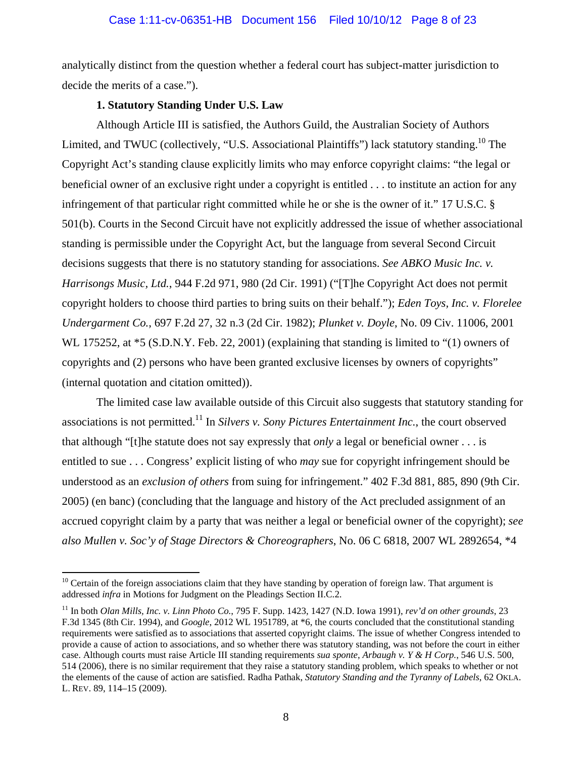analytically distinct from the question whether a federal court has subject-matter jurisdiction to decide the merits of a case.").

**1. Statutory Standing Under U.S. Law**

Although Article III is satisfied, the Authors Guild, the Australian Society of Authors Limited, and TWUC (collectively, "U.S. Associational Plaintiffs") lack statutory standing.[10] The Copyright Act's standing clause explicitly limits who may enforce copyright claims: "the legal or beneficial owner of an exclusive right under a copyright is entitled . . . to institute an action for any infringement of that particular right committed while he or she is the owner of it." 17 U.S.C. § 501(b). Courts in the Second Circuit have not explicitly addressed the issue of whether associational standing is permissible under the Copyright Act, but the language from several Second Circuit decisions suggests that there is no statutory standing for associations. *See ABKO Music Inc. v. Harrisongs Music, Ltd.*, 944 F.2d 971, 980 (2d Cir. 1991) ("[T]he Copyright Act does not permit copyright holders to choose third parties to bring suits on their behalf."); *Eden Toys, Inc. v. Florelee Undergarment Co.*, 697 F.2d 27, 32 n.3 (2d Cir. 1982); *Plunket v. Doyle*, No. 09 Civ. 11006, 2001 WL 175252, at *5 (S.D.N.Y. Feb. 22, 2001) (explaining that standing is limited to "(1) owners of copyrights and (2) persons who have been granted exclusive licenses by owners of copyrights" (internal quotation and citation omitted)).

The limited case law available outside of this Circuit also suggests that statutory standing for associations is not permitted.[11] In *Silvers v. Sony Pictures Entertainment Inc.*, the court observed that although "[t]he statute does not say expressly that *only* a legal or beneficial owner . . . is entitled to sue . . . Congress' explicit listing of who *may* sue for copyright infringement should be understood as an *exclusion of others* from suing for infringement." 402 F.3d 881, 885, 890 (9th Cir. 2005) (en banc) (concluding that the language and history of the Act precluded assignment of an accrued copyright claim by a party that was neither a legal or beneficial owner of the copyright); *see also Mullen v. Soc'y of Stage Directors & Choreographers*, No. 06 C 6818, 2007 WL 2892654, *4

---

[10] Certain of the foreign associations claim that they have standing by operation of foreign law. That argument is addressed *infra* in Motions for Judgment on the Pleadings Section II.C.2.

[11] In both *Olan Mills, Inc. v. Linn Photo Co.*, 795 F. Supp. 1423, 1427 (N.D. Iowa 1991), *rev'd on other grounds*, 23 F.3d 1345 (8th Cir. 1994), and *Google*, 2012 WL 1951789, at *6, the courts concluded that the constitutional standing requirements were satisfied as to associations that asserted copyright claims. The issue of whether Congress intended to provide a cause of action to associations, and so whether there was statutory standing, was not before the court in either case. Although courts must raise Article III standing requirements *sua sponte*, *Arbaugh v. Y & H Corp.*, 546 U.S. 500, 514 (2006), there is no similar requirement that they raise a statutory standing problem, which speaks to whether or not the elements of the cause of action are satisfied. Radha Pathak, *Statutory Standing and the Tyranny of Labels*, 62 OKLA. L. REV. 89, 114–15 (2009).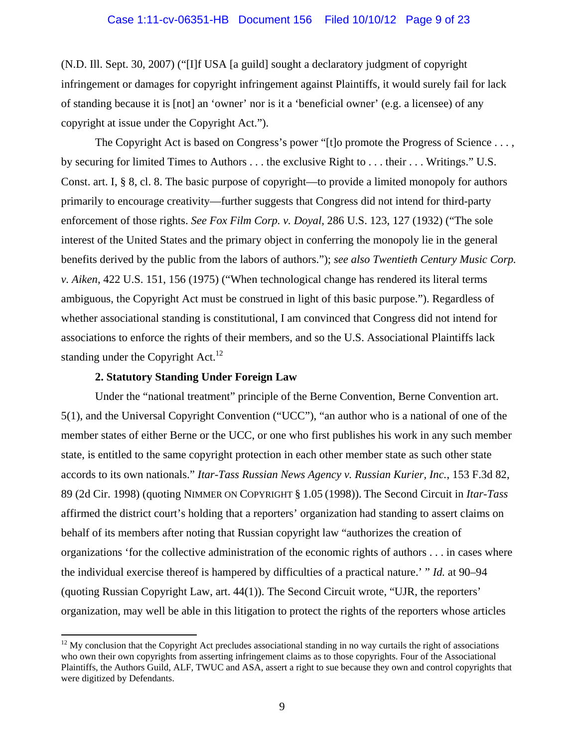(N.D. Ill. Sept. 30, 2007) ("[I]f USA [a guild] sought a declaratory judgment of copyright infringement or damages for copyright infringement against Plaintiffs, it would surely fail for lack of standing because it is [not] an 'owner' nor is it a 'beneficial owner' (e.g. a licensee) of any copyright at issue under the Copyright Act.").

The Copyright Act is based on Congress's power "[t]o promote the Progress of Science . . . , by securing for limited Times to Authors . . . the exclusive Right to . . . their . . . Writings." U.S. Const. art. I, § 8, cl. 8. The basic purpose of copyright—to provide a limited monopoly for authors primarily to encourage creativity—further suggests that Congress did not intend for third-party enforcement of those rights. *See Fox Film Corp. v. Doyal*, 286 U.S. 123, 127 (1932) ("The sole interest of the United States and the primary object in conferring the monopoly lie in the general benefits derived by the public from the labors of authors."); *see also Twentieth Century Music Corp. v. Aiken*, 422 U.S. 151, 156 (1975) ("When technological change has rendered its literal terms ambiguous, the Copyright Act must be construed in light of this basic purpose."). Regardless of whether associational standing is constitutional, I am convinced that Congress did not intend for associations to enforce the rights of their members, and so the U.S. Associational Plaintiffs lack standing under the Copyright Act.[12]

**2. Statutory Standing Under Foreign Law**

Under the "national treatment" principle of the Berne Convention, Berne Convention art. 5(1), and the Universal Copyright Convention ("UCC"), "an author who is a national of one of the member states of either Berne or the UCC, or one who first publishes his work in any such member state, is entitled to the same copyright protection in each other member state as such other state accords to its own nationals." *Itar-Tass Russian News Agency v. Russian Kurier, Inc.*, 153 F.3d 82, 89 (2d Cir. 1998) (quoting NIMMER ON COPYRIGHT § 1.05 (1998)). The Second Circuit in *Itar-Tass* affirmed the district court's holding that a reporters' organization had standing to assert claims on behalf of its members after noting that Russian copyright law "authorizes the creation of organizations 'for the collective administration of the economic rights of authors . . . in cases where the individual exercise thereof is hampered by difficulties of a practical nature.' " *Id.* at 90–94 (quoting Russian Copyright Law, art. 44(1)). The Second Circuit wrote, "UJR, the reporters' organization, may well be able in this litigation to protect the rights of the reporters whose articles

---

[12] My conclusion that the Copyright Act precludes associational standing in no way curtails the right of associations who own their own copyrights from asserting infringement claims as to those copyrights. Four of the Associational Plaintiffs, the Authors Guild, ALF, TWUC and ASA, assert a right to sue because they own and control copyrights that were digitized by Defendants.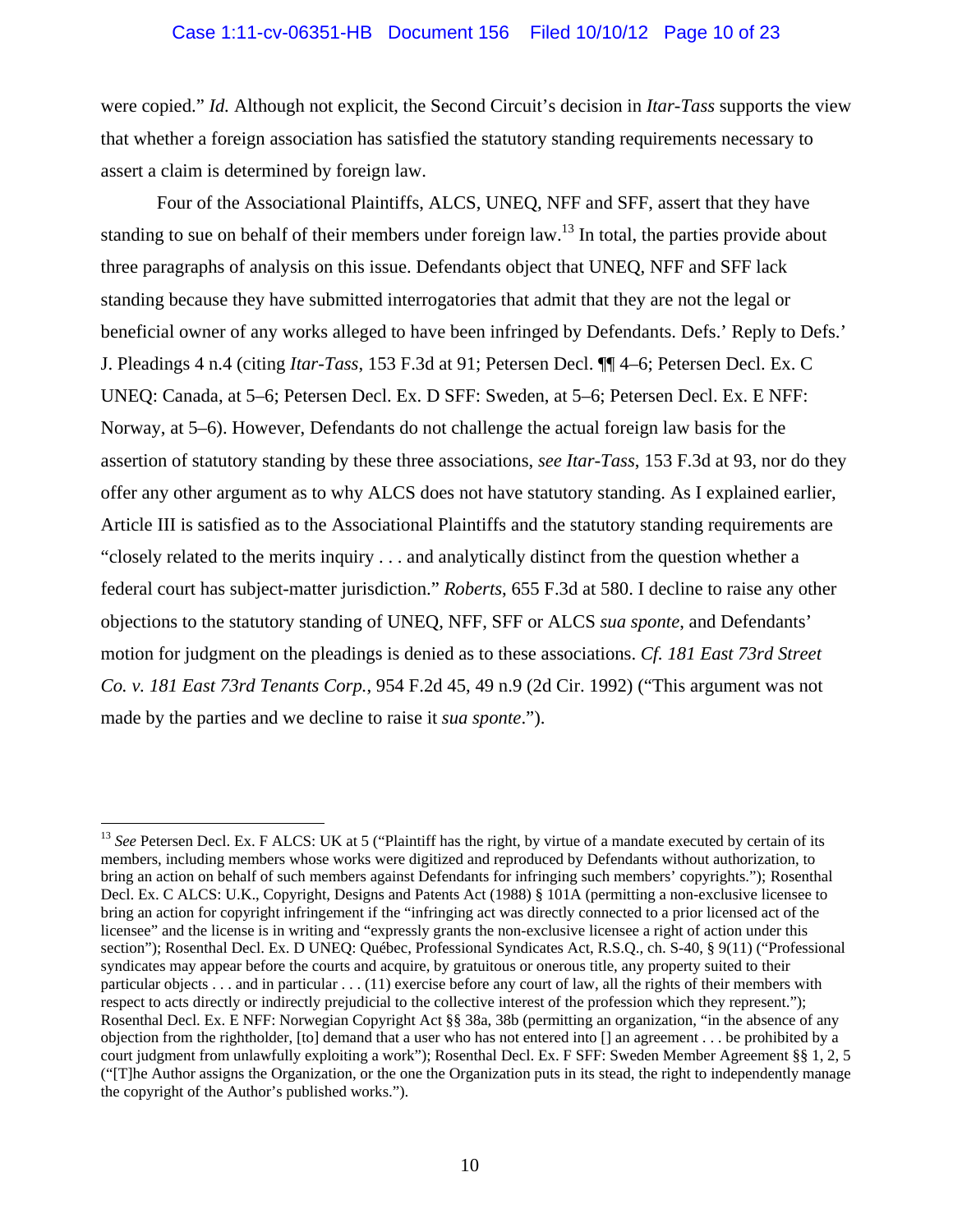were copied." *Id.* Although not explicit, the Second Circuit's decision in *Itar-Tass* supports the view that whether a foreign association has satisfied the statutory standing requirements necessary to assert a claim is determined by foreign law.

Four of the Associational Plaintiffs, ALCS, UNEQ, NFF and SFF, assert that they have standing to sue on behalf of their members under foreign law.[13] In total, the parties provide about three paragraphs of analysis on this issue. Defendants object that UNEQ, NFF and SFF lack standing because they have submitted interrogatories that admit that they are not the legal or beneficial owner of any works alleged to have been infringed by Defendants. Defs.' Reply to Defs.' J. Pleadings 4 n.4 (citing *Itar-Tass*, 153 F.3d at 91; Petersen Decl. ¶¶ 4–6; Petersen Decl. Ex. C UNEQ: Canada, at 5–6; Petersen Decl. Ex. D SFF: Sweden, at 5–6; Petersen Decl. Ex. E NFF: Norway, at 5–6). However, Defendants do not challenge the actual foreign law basis for the assertion of statutory standing by these three associations, *see Itar-Tass*, 153 F.3d at 93, nor do they offer any other argument as to why ALCS does not have statutory standing. As I explained earlier, Article III is satisfied as to the Associational Plaintiffs and the statutory standing requirements are "closely related to the merits inquiry . . . and analytically distinct from the question whether a federal court has subject-matter jurisdiction." *Roberts*, 655 F.3d at 580. I decline to raise any other objections to the statutory standing of UNEQ, NFF, SFF or ALCS *sua sponte*, and Defendants' motion for judgment on the pleadings is denied as to these associations. *Cf. 181 East 73rd Street Co. v. 181 East 73rd Tenants Corp.*, 954 F.2d 45, 49 n.9 (2d Cir. 1992) ("This argument was not made by the parties and we decline to raise it *sua sponte*.").

---

[13] *See* Petersen Decl. Ex. F ALCS: UK at 5 ("Plaintiff has the right, by virtue of a mandate executed by certain of its members, including members whose works were digitized and reproduced by Defendants without authorization, to bring an action on behalf of such members against Defendants for infringing such members' copyrights."); Rosenthal Decl. Ex. C ALCS: U.K., Copyright, Designs and Patents Act (1988) § 101A (permitting a non-exclusive licensee to bring an action for copyright infringement if the "infringing act was directly connected to a prior licensed act of the licensee" and the license is in writing and "expressly grants the non-exclusive licensee a right of action under this section"); Rosenthal Decl. Ex. D UNEQ: Québec, Professional Syndicates Act, R.S.Q., ch. S-40, § 9(11) ("Professional syndicates may appear before the courts and acquire, by gratuitous or onerous title, any property suited to their particular objects . . . and in particular . . . (11) exercise before any court of law, all the rights of their members with respect to acts directly or indirectly prejudicial to the collective interest of the profession which they represent."); Rosenthal Decl. Ex. E NFF: Norwegian Copyright Act §§ 38a, 38b (permitting an organization, "in the absence of any objection from the rightholder, [to] demand that a user who has not entered into [] an agreement . . . be prohibited by a court judgment from unlawfully exploiting a work"); Rosenthal Decl. Ex. F SFF: Sweden Member Agreement §§ 1, 2, 5 ("[T]he Author assigns the Organization, or the one the Organization puts in its stead, the right to independently manage the copyright of the Author's published works.").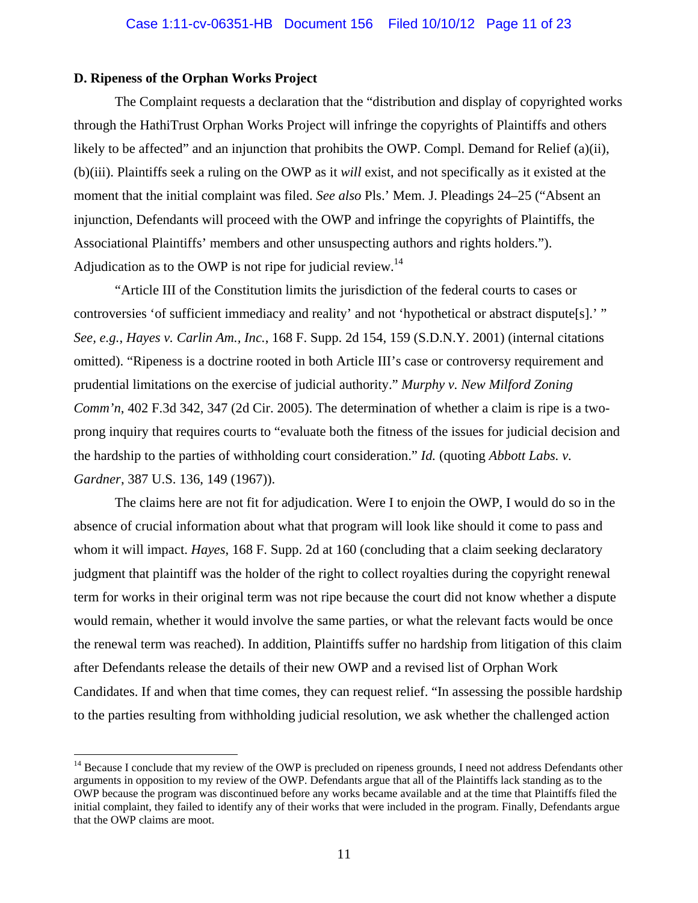### D. Ripeness of the Orphan Works Project

The Complaint requests a declaration that the "distribution and display of copyrighted works through the HathiTrust Orphan Works Project will infringe the copyrights of Plaintiffs and others likely to be affected" and an injunction that prohibits the OWP. Compl. Demand for Relief (a)(ii), (b)(iii). Plaintiffs seek a ruling on the OWP as it *will* exist, and not specifically as it existed at the moment that the initial complaint was filed. *See also* Pls.' Mem. J. Pleadings 24–25 ("Absent an injunction, Defendants will proceed with the OWP and infringe the copyrights of Plaintiffs, the Associational Plaintiffs' members and other unsuspecting authors and rights holders."). Adjudication as to the OWP is not ripe for judicial review.[14]

"Article III of the Constitution limits the jurisdiction of the federal courts to cases or controversies 'of sufficient immediacy and reality' and not 'hypothetical or abstract dispute[s].' " *See, e.g.*, *Hayes v. Carlin Am., Inc.*, 168 F. Supp. 2d 154, 159 (S.D.N.Y. 2001) (internal citations omitted). "Ripeness is a doctrine rooted in both Article III's case or controversy requirement and prudential limitations on the exercise of judicial authority." *Murphy v. New Milford Zoning Comm'n*, 402 F.3d 342, 347 (2d Cir. 2005). The determination of whether a claim is ripe is a two-prong inquiry that requires courts to "evaluate both the fitness of the issues for judicial decision and the hardship to the parties of withholding court consideration." *Id.* (quoting *Abbott Labs. v. Gardner*, 387 U.S. 136, 149 (1967)).

The claims here are not fit for adjudication. Were I to enjoin the OWP, I would do so in the absence of crucial information about what that program will look like should it come to pass and whom it will impact. *Hayes*, 168 F. Supp. 2d at 160 (concluding that a claim seeking declaratory judgment that plaintiff was the holder of the right to collect royalties during the copyright renewal term for works in their original term was not ripe because the court did not know whether a dispute would remain, whether it would involve the same parties, or what the relevant facts would be once the renewal term was reached). In addition, Plaintiffs suffer no hardship from litigation of this claim after Defendants release the details of their new OWP and a revised list of Orphan Work Candidates. If and when that time comes, they can request relief. "In assessing the possible hardship to the parties resulting from withholding judicial resolution, we ask whether the challenged action

---

[14] Because I conclude that my review of the OWP is precluded on ripeness grounds, I need not address Defendants other arguments in opposition to my review of the OWP. Defendants argue that all of the Plaintiffs lack standing as to the OWP because the program was discontinued before any works became available and at the time that Plaintiffs filed the initial complaint, they failed to identify any of their works that were included in the program. Finally, Defendants argue that the OWP claims are moot.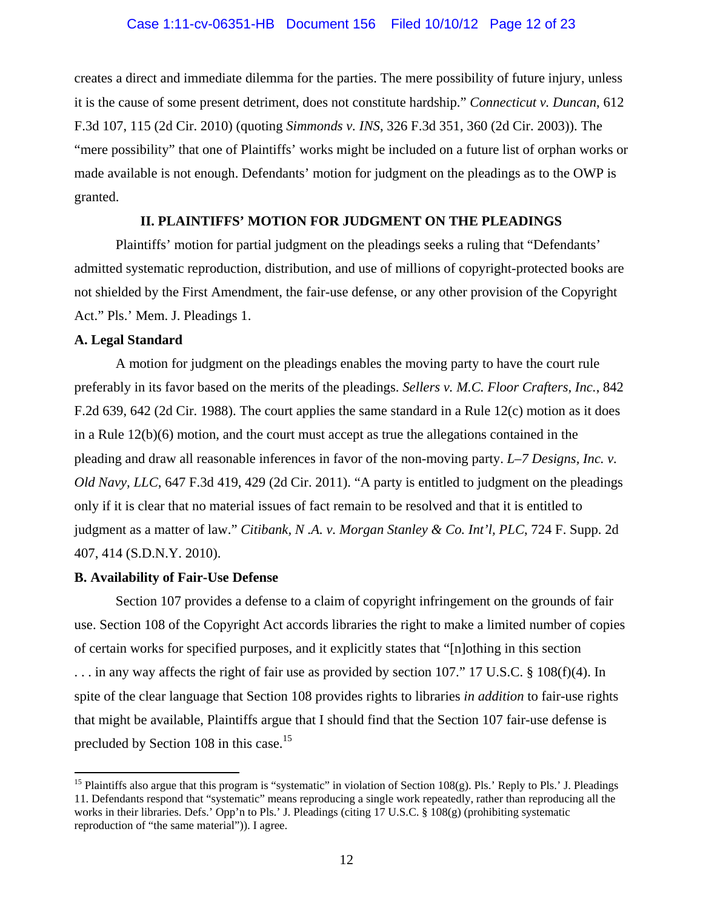creates a direct and immediate dilemma for the parties. The mere possibility of future injury, unless it is the cause of some present detriment, does not constitute hardship." *Connecticut v. Duncan*, 612 F.3d 107, 115 (2d Cir. 2010) (quoting *Simmonds v. INS*, 326 F.3d 351, 360 (2d Cir. 2003)). The "mere possibility" that one of Plaintiffs' works might be included on a future list of orphan works or made available is not enough. Defendants' motion for judgment on the pleadings as to the OWP is granted.

## II. PLAINTIFFS' MOTION FOR JUDGMENT ON THE PLEADINGS

Plaintiffs' motion for partial judgment on the pleadings seeks a ruling that "Defendants' admitted systematic reproduction, distribution, and use of millions of copyright-protected books are not shielded by the First Amendment, the fair-use defense, or any other provision of the Copyright Act." Pls.' Mem. J. Pleadings 1.

### A. Legal Standard

A motion for judgment on the pleadings enables the moving party to have the court rule preferably in its favor based on the merits of the pleadings. *Sellers v. M.C. Floor Crafters, Inc.*, 842 F.2d 639, 642 (2d Cir. 1988). The court applies the same standard in a Rule 12(c) motion as it does in a Rule 12(b)(6) motion, and the court must accept as true the allegations contained in the pleading and draw all reasonable inferences in favor of the non-moving party. *L–7 Designs, Inc. v. Old Navy, LLC*, 647 F.3d 419, 429 (2d Cir. 2011). "A party is entitled to judgment on the pleadings only if it is clear that no material issues of fact remain to be resolved and that it is entitled to judgment as a matter of law." *Citibank, N .A. v. Morgan Stanley & Co. Int'l, PLC*, 724 F. Supp. 2d 407, 414 (S.D.N.Y. 2010).

### B. Availability of Fair-Use Defense

Section 107 provides a defense to a claim of copyright infringement on the grounds of fair use. Section 108 of the Copyright Act accords libraries the right to make a limited number of copies of certain works for specified purposes, and it explicitly states that "[n]othing in this section . . . in any way affects the right of fair use as provided by section 107." 17 U.S.C. § 108(f)(4). In spite of the clear language that Section 108 provides rights to libraries *in addition* to fair-use rights that might be available, Plaintiffs argue that I should find that the Section 107 fair-use defense is precluded by Section 108 in this case.[15]

---

[15] Plaintiffs also argue that this program is "systematic" in violation of Section 108(g). Pls.' Reply to Pls.' J. Pleadings 11. Defendants respond that "systematic" means reproducing a single work repeatedly, rather than reproducing all the works in their libraries. Defs.' Opp'n to Pls.' J. Pleadings (citing 17 U.S.C. § 108(g) (prohibiting systematic reproduction of "the same material")). I agree.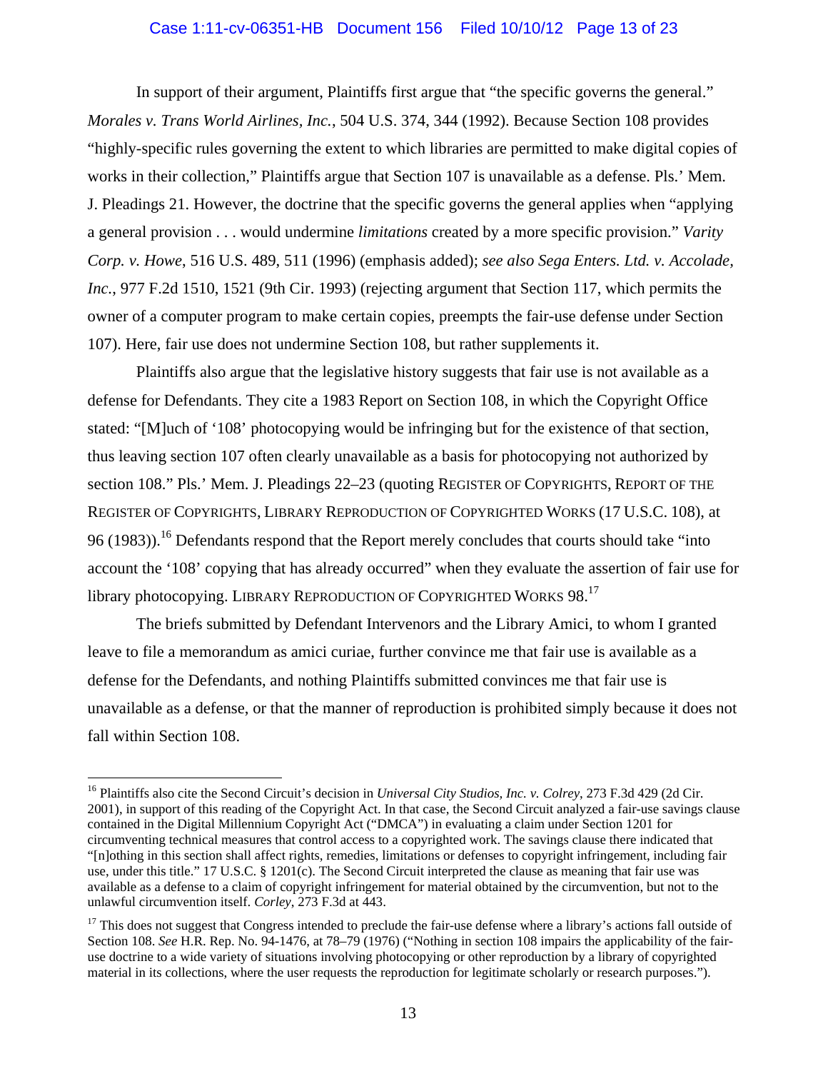In support of their argument, Plaintiffs first argue that "the specific governs the general." *Morales v. Trans World Airlines, Inc.*, 504 U.S. 374, 344 (1992). Because Section 108 provides "highly-specific rules governing the extent to which libraries are permitted to make digital copies of works in their collection," Plaintiffs argue that Section 107 is unavailable as a defense. Pls.' Mem. J. Pleadings 21. However, the doctrine that the specific governs the general applies when "applying a general provision . . . would undermine *limitations* created by a more specific provision." *Varity Corp. v. Howe*, 516 U.S. 489, 511 (1996) (emphasis added); *see also Sega Enters. Ltd. v. Accolade, Inc.*, 977 F.2d 1510, 1521 (9th Cir. 1993) (rejecting argument that Section 117, which permits the owner of a computer program to make certain copies, preempts the fair-use defense under Section 107). Here, fair use does not undermine Section 108, but rather supplements it.

Plaintiffs also argue that the legislative history suggests that fair use is not available as a defense for Defendants. They cite a 1983 Report on Section 108, in which the Copyright Office stated: "[M]uch of '108' photocopying would be infringing but for the existence of that section, thus leaving section 107 often clearly unavailable as a basis for photocopying not authorized by section 108." Pls.' Mem. J. Pleadings 22–23 (quoting REGISTER OF COPYRIGHTS, REPORT OF THE REGISTER OF COPYRIGHTS, LIBRARY REPRODUCTION OF COPYRIGHTED WORKS (17 U.S.C. 108), at 96 (1983)).[16] Defendants respond that the Report merely concludes that courts should take "into account the '108' copying that has already occurred" when they evaluate the assertion of fair use for library photocopying. LIBRARY REPRODUCTION OF COPYRIGHTED WORKS 98.[17]

The briefs submitted by Defendant Intervenors and the Library Amici, to whom I granted leave to file a memorandum as amici curiae, further convince me that fair use is available as a defense for the Defendants, and nothing Plaintiffs submitted convinces me that fair use is unavailable as a defense, or that the manner of reproduction is prohibited simply because it does not fall within Section 108.

---

[16] Plaintiffs also cite the Second Circuit's decision in *Universal City Studios, Inc. v. Colrey*, 273 F.3d 429 (2d Cir. 2001), in support of this reading of the Copyright Act. In that case, the Second Circuit analyzed a fair-use savings clause contained in the Digital Millennium Copyright Act ("DMCA") in evaluating a claim under Section 1201 for circumventing technical measures that control access to a copyrighted work. The savings clause there indicated that "[n]othing in this section shall affect rights, remedies, limitations or defenses to copyright infringement, including fair use, under this title." 17 U.S.C. § 1201(c). The Second Circuit interpreted the clause as meaning that fair use was available as a defense to a claim of copyright infringement for material obtained by the circumvention, but not to the unlawful circumvention itself. *Corley*, 273 F.3d at 443.

[17] This does not suggest that Congress intended to preclude the fair-use defense where a library's actions fall outside of Section 108. *See* H.R. Rep. No. 94-1476, at 78–79 (1976) ("Nothing in section 108 impairs the applicability of the fair-use doctrine to a wide variety of situations involving photocopying or other reproduction by a library of copyrighted material in its collections, where the user requests the reproduction for legitimate scholarly or research purposes.").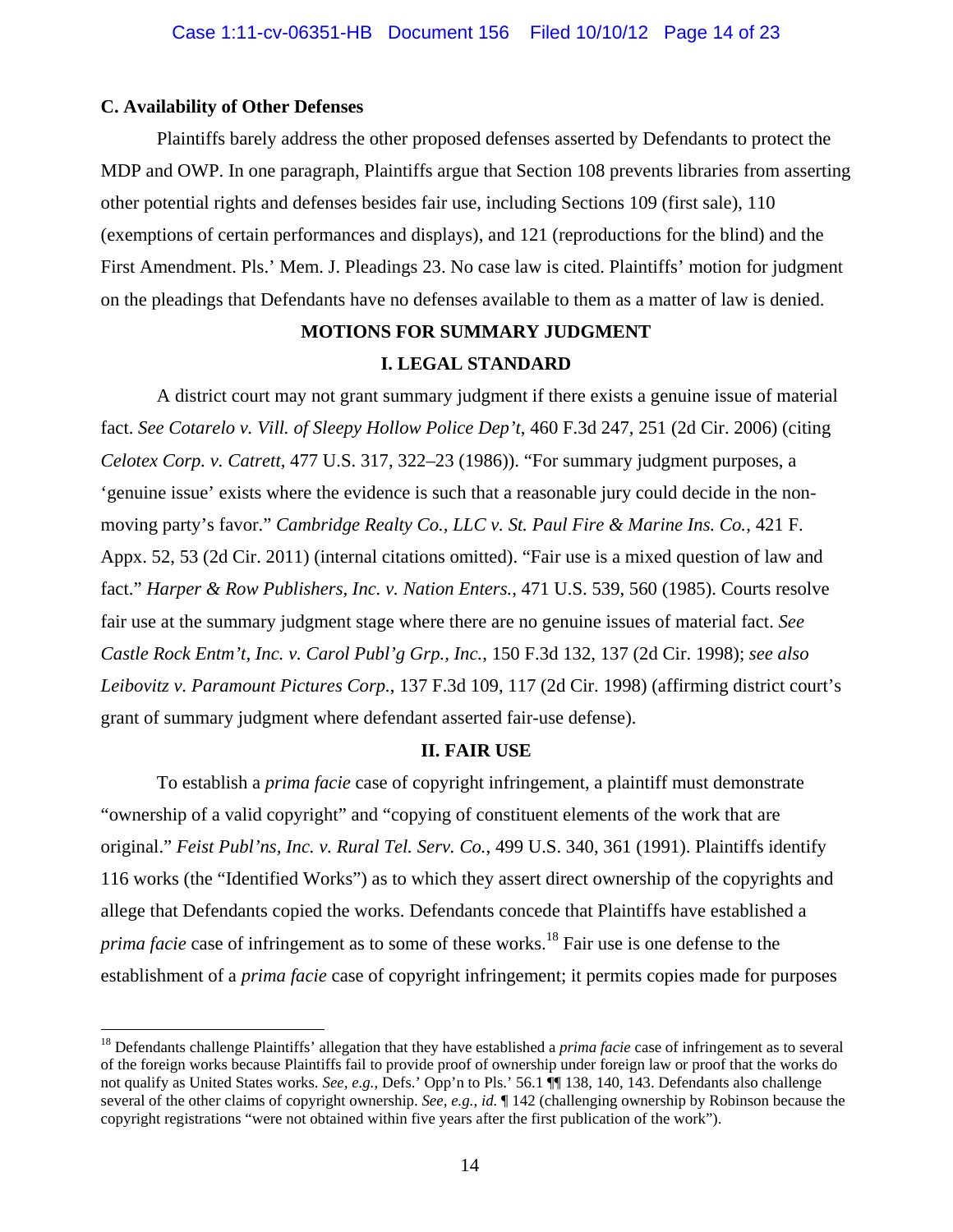### C. Availability of Other Defenses

Plaintiffs barely address the other proposed defenses asserted by Defendants to protect the MDP and OWP. In one paragraph, Plaintiffs argue that Section 108 prevents libraries from asserting other potential rights and defenses besides fair use, including Sections 109 (first sale), 110 (exemptions of certain performances and displays), and 121 (reproductions for the blind) and the First Amendment. Pls.' Mem. J. Pleadings 23. No case law is cited. Plaintiffs' motion for judgment on the pleadings that Defendants have no defenses available to them as a matter of law is denied.

## MOTIONS FOR SUMMARY JUDGMENT

### I. LEGAL STANDARD

A district court may not grant summary judgment if there exists a genuine issue of material fact. *See Cotarelo v. Vill. of Sleepy Hollow Police Dep't*, 460 F.3d 247, 251 (2d Cir. 2006) (citing *Celotex Corp. v. Catrett*, 477 U.S. 317, 322–23 (1986)). "For summary judgment purposes, a 'genuine issue' exists where the evidence is such that a reasonable jury could decide in the non-moving party's favor." *Cambridge Realty Co., LLC v. St. Paul Fire & Marine Ins. Co.*, 421 F. Appx. 52, 53 (2d Cir. 2011) (internal citations omitted). "Fair use is a mixed question of law and fact." *Harper & Row Publishers, Inc. v. Nation Enters.*, 471 U.S. 539, 560 (1985). Courts resolve fair use at the summary judgment stage where there are no genuine issues of material fact. *See Castle Rock Entm't, Inc. v. Carol Publ'g Grp., Inc.*, 150 F.3d 132, 137 (2d Cir. 1998); *see also Leibovitz v. Paramount Pictures Corp.*, 137 F.3d 109, 117 (2d Cir. 1998) (affirming district court's grant of summary judgment where defendant asserted fair-use defense).

### II. FAIR USE

To establish a *prima facie* case of copyright infringement, a plaintiff must demonstrate "ownership of a valid copyright" and "copying of constituent elements of the work that are original." *Feist Publ'ns, Inc. v. Rural Tel. Serv. Co.*, 499 U.S. 340, 361 (1991). Plaintiffs identify 116 works (the "Identified Works") as to which they assert direct ownership of the copyrights and allege that Defendants copied the works. Defendants concede that Plaintiffs have established a *prima facie* case of infringement as to some of these works.[18] Fair use is one defense to the establishment of a *prima facie* case of copyright infringement; it permits copies made for purposes

---

[18] Defendants challenge Plaintiffs' allegation that they have established a *prima facie* case of infringement as to several of the foreign works because Plaintiffs fail to provide proof of ownership under foreign law or proof that the works do not qualify as United States works. *See, e.g.*, Defs.' Opp'n to Pls.' 56.1 ¶¶ 138, 140, 143. Defendants also challenge several of the other claims of copyright ownership. *See, e.g.*, *id.* ¶ 142 (challenging ownership by Robinson because the copyright registrations "were not obtained within five years after the first publication of the work").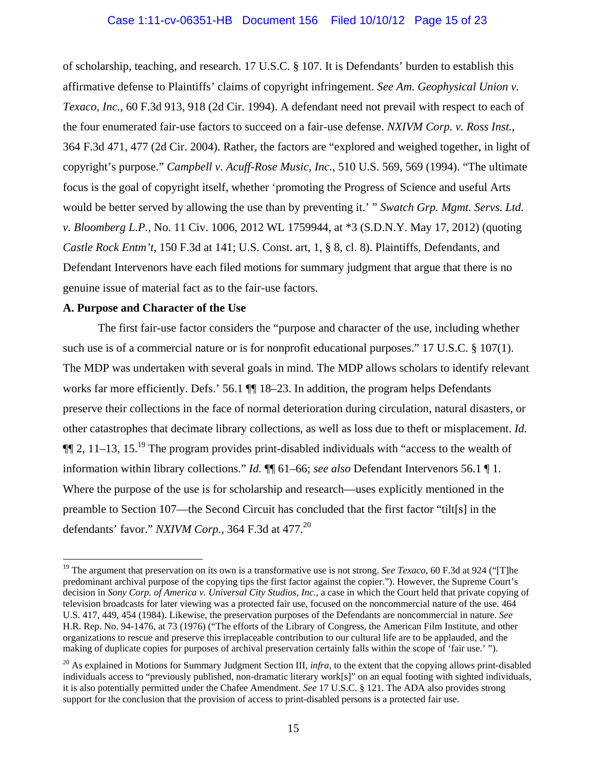of scholarship, teaching, and research. 17 U.S.C. § 107. It is Defendants' burden to establish this affirmative defense to Plaintiffs' claims of copyright infringement. *See Am. Geophysical Union v. Texaco, Inc.*, 60 F.3d 913, 918 (2d Cir. 1994). A defendant need not prevail with respect to each of the four enumerated fair-use factors to succeed on a fair-use defense. *NXIVM Corp. v. Ross Inst.*, 364 F.3d 471, 477 (2d Cir. 2004). Rather, the factors are "explored and weighed together, in light of copyright's purpose." *Campbell v. Acuff-Rose Music, Inc.*, 510 U.S. 569, 569 (1994). "The ultimate focus is the goal of copyright itself, whether 'promoting the Progress of Science and useful Arts would be better served by allowing the use than by preventing it.' " *Swatch Grp. Mgmt. Servs. Ltd. v. Bloomberg L.P.*, No. 11 Civ. 1006, 2012 WL 1759944, at *3 (S.D.N.Y. May 17, 2012) (quoting *Castle Rock Entm't*, 150 F.3d at 141; U.S. Const. art, 1, § 8, cl. 8). Plaintiffs, Defendants, and Defendant Intervenors have each filed motions for summary judgment that argue that there is no genuine issue of material fact as to the fair-use factors.

**A. Purpose and Character of the Use**

The first fair-use factor considers the "purpose and character of the use, including whether such use is of a commercial nature or is for nonprofit educational purposes." 17 U.S.C. § 107(1). The MDP was undertaken with several goals in mind. The MDP allows scholars to identify relevant works far more efficiently. Defs.' 56.1 ¶¶ 18–23. In addition, the program helps Defendants preserve their collections in the face of normal deterioration during circulation, natural disasters, or other catastrophes that decimate library collections, as well as loss due to theft or misplacement. *Id.* ¶¶ 2, 11–13, 15.[19] The program provides print-disabled individuals with "access to the wealth of information within library collections." *Id.* ¶¶ 61–66; *see also* Defendant Intervenors 56.1 ¶ 1. Where the purpose of the use is for scholarship and research—uses explicitly mentioned in the preamble to Section 107—the Second Circuit has concluded that the first factor "tilt[s] in the defendants' favor." *NXIVM Corp.*, 364 F.3d at 477.[20]

---

[19] The argument that preservation on its own is a transformative use is not strong. *See Texaco*, 60 F.3d at 924 ("[T]he predominant archival purpose of the copying tips the first factor against the copier."). However, the Supreme Court's decision in *Sony Corp. of America v. Universal City Studios, Inc.*, a case in which the Court held that private copying of television broadcasts for later viewing was a protected fair use, focused on the noncommercial nature of the use. 464 U.S. 417, 449, 454 (1984). Likewise, the preservation purposes of the Defendants are noncommercial in nature. *See* H.R. Rep. No. 94-1476, at 73 (1976) ("The efforts of the Library of Congress, the American Film Institute, and other organizations to rescue and preserve this irreplaceable contribution to our cultural life are to be applauded, and the making of duplicate copies for purposes of archival preservation certainly falls within the scope of 'fair use.' ").

[20] As explained in Motions for Summary Judgment Section III, *infra*, to the extent that the copying allows print-disabled individuals access to "previously published, non-dramatic literary work[s]" on an equal footing with sighted individuals, it is also potentially permitted under the Chafee Amendment. *See* 17 U.S.C. § 121. The ADA also provides strong support for the conclusion that the provision of access to print-disabled persons is a protected fair use.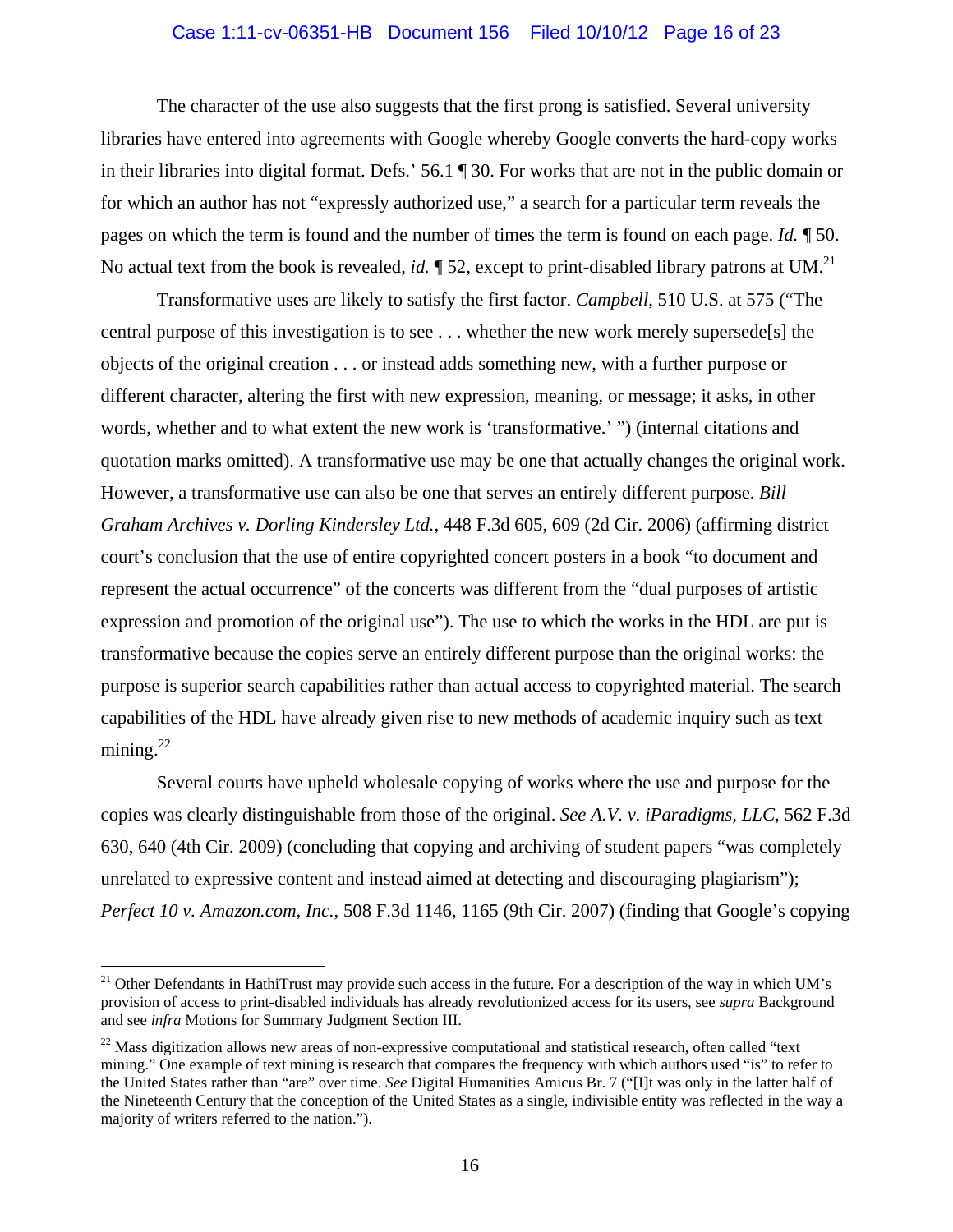The character of the use also suggests that the first prong is satisfied. Several university libraries have entered into agreements with Google whereby Google converts the hard-copy works in their libraries into digital format. Defs.' 56.1 ¶ 30. For works that are not in the public domain or for which an author has not "expressly authorized use," a search for a particular term reveals the pages on which the term is found and the number of times the term is found on each page. *Id.* ¶ 50. No actual text from the book is revealed, *id.* ¶ 52, except to print-disabled library patrons at UM.[21]

Transformative uses are likely to satisfy the first factor. *Campbell*, 510 U.S. at 575 ("The central purpose of this investigation is to see . . . whether the new work merely supersede[s] the objects of the original creation . . . or instead adds something new, with a further purpose or different character, altering the first with new expression, meaning, or message; it asks, in other words, whether and to what extent the new work is 'transformative.' ") (internal citations and quotation marks omitted). A transformative use may be one that actually changes the original work. However, a transformative use can also be one that serves an entirely different purpose. *Bill Graham Archives v. Dorling Kindersley Ltd.*, 448 F.3d 605, 609 (2d Cir. 2006) (affirming district court's conclusion that the use of entire copyrighted concert posters in a book "to document and represent the actual occurrence" of the concerts was different from the "dual purposes of artistic expression and promotion of the original use"). The use to which the works in the HDL are put is transformative because the copies serve an entirely different purpose than the original works: the purpose is superior search capabilities rather than actual access to copyrighted material. The search capabilities of the HDL have already given rise to new methods of academic inquiry such as text mining.[22]

Several courts have upheld wholesale copying of works where the use and purpose for the copies was clearly distinguishable from those of the original. *See A.V. v. iParadigms, LLC*, 562 F.3d 630, 640 (4th Cir. 2009) (concluding that copying and archiving of student papers "was completely unrelated to expressive content and instead aimed at detecting and discouraging plagiarism"); *Perfect 10 v. Amazon.com, Inc.*, 508 F.3d 1146, 1165 (9th Cir. 2007) (finding that Google's copying

---

[21] Other Defendants in HathiTrust may provide such access in the future. For a description of the way in which UM's provision of access to print-disabled individuals has already revolutionized access for its users, see *supra* Background and see *infra* Motions for Summary Judgment Section III.

[22] Mass digitization allows new areas of non-expressive computational and statistical research, often called "text mining." One example of text mining is research that compares the frequency with which authors used "is" to refer to the United States rather than "are" over time. *See* Digital Humanities Amicus Br. 7 ("[I]t was only in the latter half of the Nineteenth Century that the conception of the United States as a single, indivisible entity was reflected in the way a majority of writers referred to the nation.").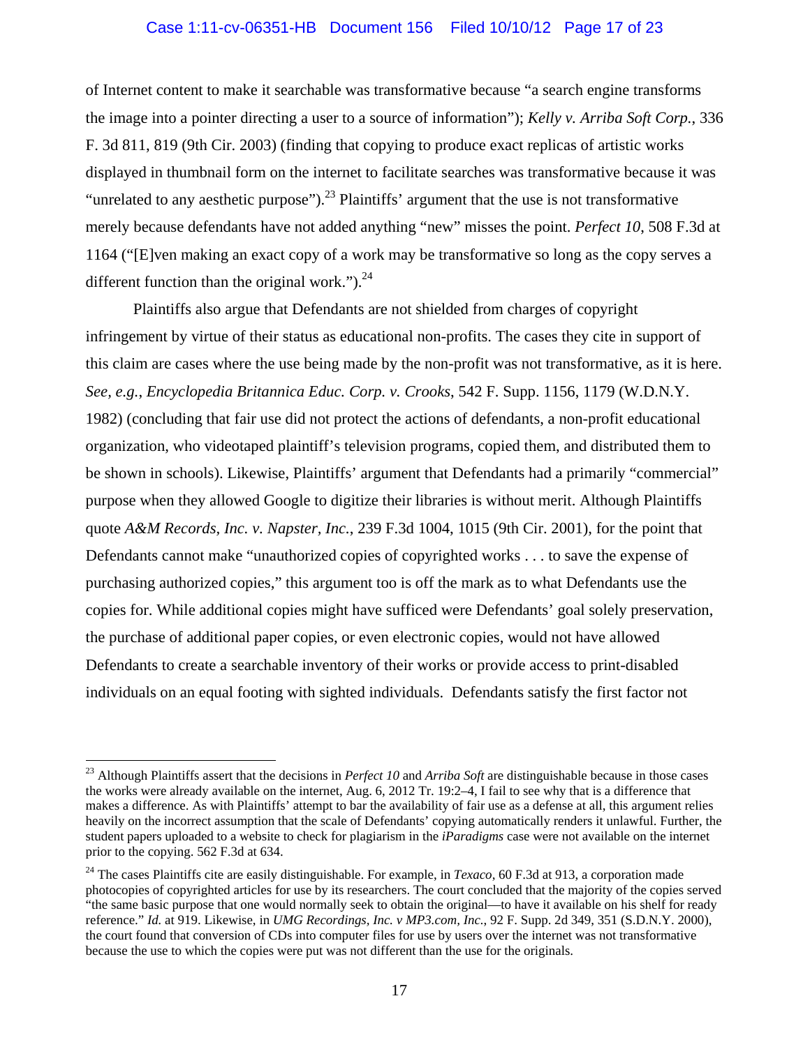of Internet content to make it searchable was transformative because "a search engine transforms the image into a pointer directing a user to a source of information"); *Kelly v. Arriba Soft Corp.*, 336 F. 3d 811, 819 (9th Cir. 2003) (finding that copying to produce exact replicas of artistic works displayed in thumbnail form on the internet to facilitate searches was transformative because it was "unrelated to any aesthetic purpose").[23] Plaintiffs' argument that the use is not transformative merely because defendants have not added anything "new" misses the point. *Perfect 10*, 508 F.3d at 1164 ("[E]ven making an exact copy of a work may be transformative so long as the copy serves a different function than the original work.").[24]

Plaintiffs also argue that Defendants are not shielded from charges of copyright infringement by virtue of their status as educational non-profits. The cases they cite in support of this claim are cases where the use being made by the non-profit was not transformative, as it is here. *See, e.g.*, *Encyclopedia Britannica Educ. Corp. v. Crooks*, 542 F. Supp. 1156, 1179 (W.D.N.Y. 1982) (concluding that fair use did not protect the actions of defendants, a non-profit educational organization, who videotaped plaintiff's television programs, copied them, and distributed them to be shown in schools). Likewise, Plaintiffs' argument that Defendants had a primarily "commercial" purpose when they allowed Google to digitize their libraries is without merit. Although Plaintiffs quote *A&M Records, Inc. v. Napster, Inc.*, 239 F.3d 1004, 1015 (9th Cir. 2001), for the point that Defendants cannot make "unauthorized copies of copyrighted works . . . to save the expense of purchasing authorized copies," this argument too is off the mark as to what Defendants use the copies for. While additional copies might have sufficed were Defendants' goal solely preservation, the purchase of additional paper copies, or even electronic copies, would not have allowed Defendants to create a searchable inventory of their works or provide access to print-disabled individuals on an equal footing with sighted individuals. Defendants satisfy the first factor not

---

[23] Although Plaintiffs assert that the decisions in *Perfect 10* and *Arriba Soft* are distinguishable because in those cases the works were already available on the internet, Aug. 6, 2012 Tr. 19:2–4, I fail to see why that is a difference that makes a difference. As with Plaintiffs' attempt to bar the availability of fair use as a defense at all, this argument relies heavily on the incorrect assumption that the scale of Defendants' copying automatically renders it unlawful. Further, the student papers uploaded to a website to check for plagiarism in the *iParadigms* case were not available on the internet prior to the copying. 562 F.3d at 634.

[24] The cases Plaintiffs cite are easily distinguishable. For example, in *Texaco*, 60 F.3d at 913, a corporation made photocopies of copyrighted articles for use by its researchers. The court concluded that the majority of the copies served "the same basic purpose that one would normally seek to obtain the original—to have it available on his shelf for ready reference." *Id.* at 919. Likewise, in *UMG Recordings, Inc. v MP3.com, Inc.*, 92 F. Supp. 2d 349, 351 (S.D.N.Y. 2000), the court found that conversion of CDs into computer files for use by users over the internet was not transformative because the use to which the copies were put was not different than the use for the originals.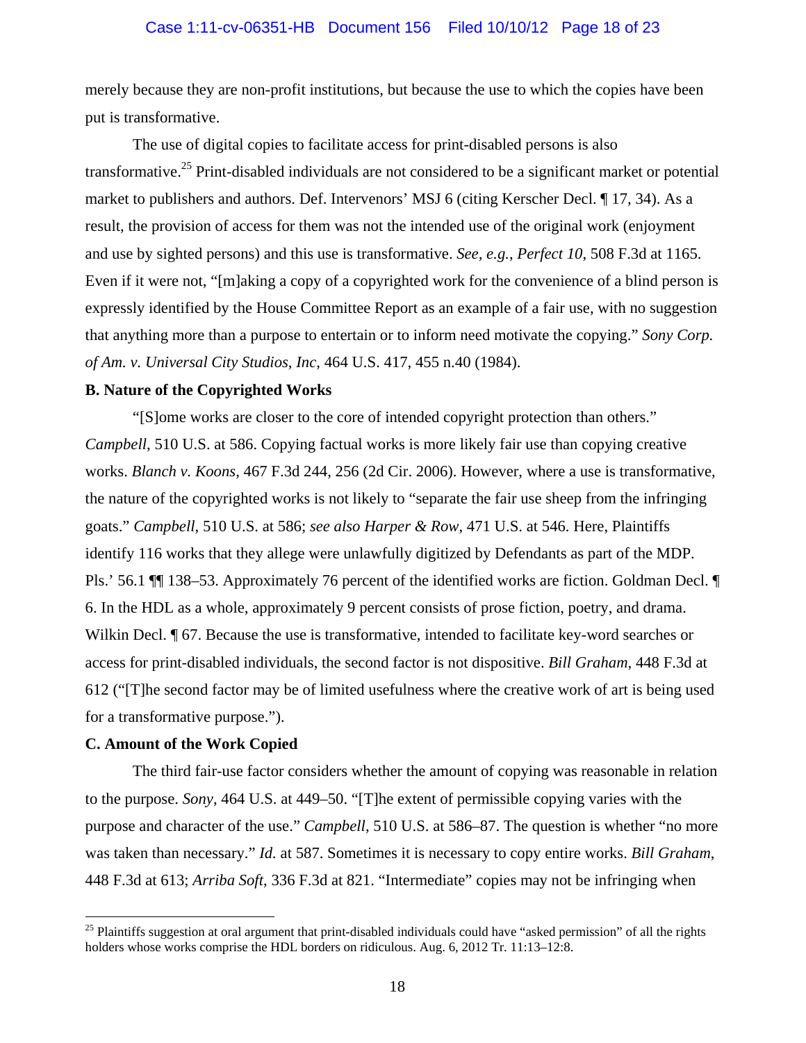merely because they are non-profit institutions, but because the use to which the copies have been put is transformative.

The use of digital copies to facilitate access for print-disabled persons is also transformative.[25] Print-disabled individuals are not considered to be a significant market or potential market to publishers and authors. Def. Intervenors' MSJ 6 (citing Kerscher Decl. ¶ 17, 34). As a result, the provision of access for them was not the intended use of the original work (enjoyment and use by sighted persons) and this use is transformative. *See, e.g.*, *Perfect 10*, 508 F.3d at 1165. Even if it were not, "[m]aking a copy of a copyrighted work for the convenience of a blind person is expressly identified by the House Committee Report as an example of a fair use, with no suggestion that anything more than a purpose to entertain or to inform need motivate the copying." *Sony Corp. of Am. v. Universal City Studios, Inc*, 464 U.S. 417, 455 n.40 (1984).

**B. Nature of the Copyrighted Works**

"[S]ome works are closer to the core of intended copyright protection than others." *Campbell*, 510 U.S. at 586. Copying factual works is more likely fair use than copying creative works. *Blanch v. Koons*, 467 F.3d 244, 256 (2d Cir. 2006). However, where a use is transformative, the nature of the copyrighted works is not likely to "separate the fair use sheep from the infringing goats." *Campbell*, 510 U.S. at 586; *see also Harper & Row*, 471 U.S. at 546. Here, Plaintiffs identify 116 works that they allege were unlawfully digitized by Defendants as part of the MDP. Pls.' 56.1 ¶¶ 138–53. Approximately 76 percent of the identified works are fiction. Goldman Decl. ¶ 6. In the HDL as a whole, approximately 9 percent consists of prose fiction, poetry, and drama. Wilkin Decl. ¶ 67. Because the use is transformative, intended to facilitate key-word searches or access for print-disabled individuals, the second factor is not dispositive. *Bill Graham*, 448 F.3d at 612 ("[T]he second factor may be of limited usefulness where the creative work of art is being used for a transformative purpose.").

**C. Amount of the Work Copied**

The third fair-use factor considers whether the amount of copying was reasonable in relation to the purpose. *Sony*, 464 U.S. at 449–50. "[T]he extent of permissible copying varies with the purpose and character of the use." *Campbell*, 510 U.S. at 586–87. The question is whether "no more was taken than necessary." *Id.* at 587. Sometimes it is necessary to copy entire works. *Bill Graham*, 448 F.3d at 613; *Arriba Soft*, 336 F.3d at 821. "Intermediate" copies may not be infringing when

---

[25] Plaintiffs suggestion at oral argument that print-disabled individuals could have "asked permission" of all the rights holders whose works comprise the HDL borders on ridiculous. Aug. 6, 2012 Tr. 11:13–12:8.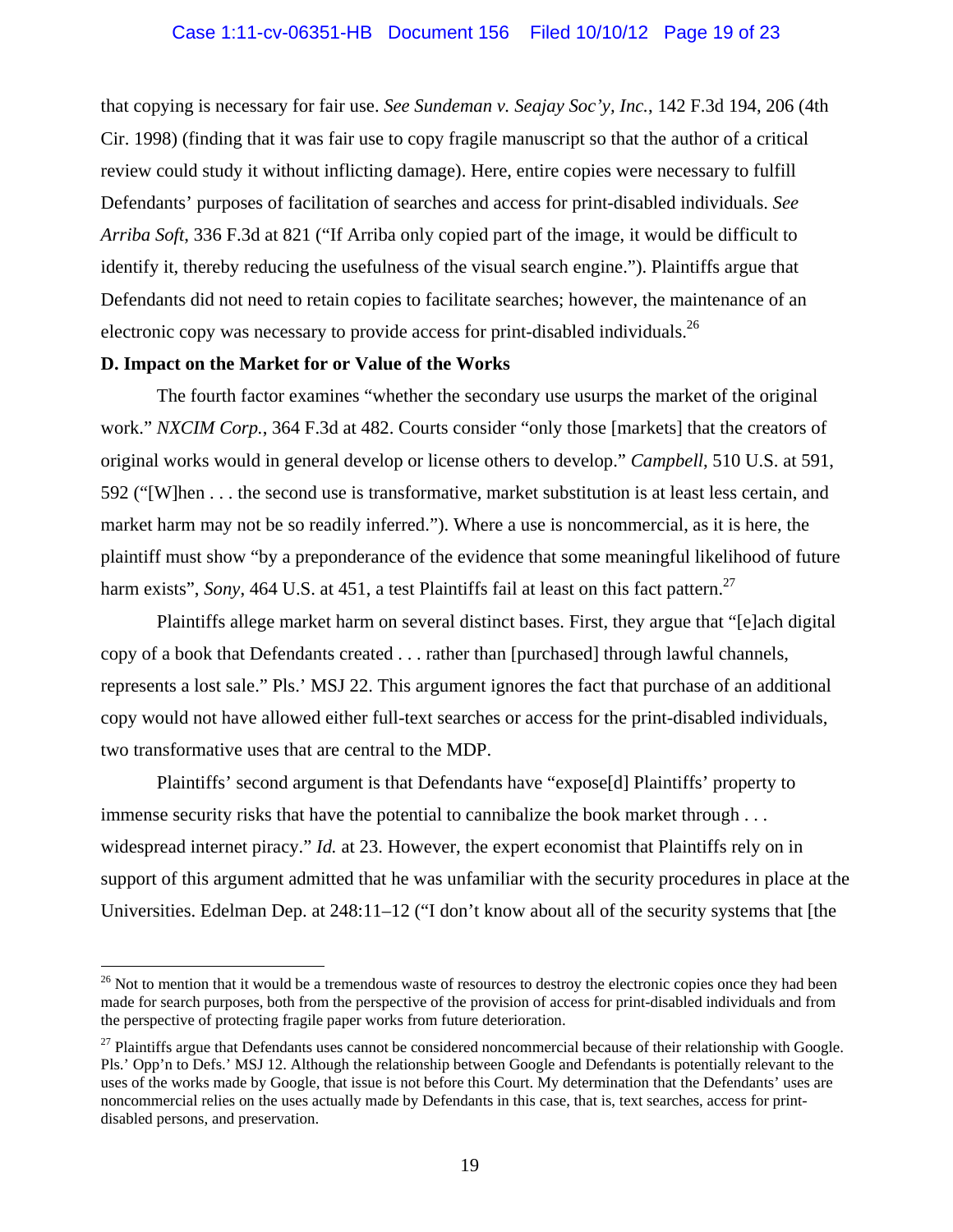that copying is necessary for fair use. *See Sundeman v. Seajay Soc'y, Inc.*, 142 F.3d 194, 206 (4th Cir. 1998) (finding that it was fair use to copy fragile manuscript so that the author of a critical review could study it without inflicting damage). Here, entire copies were necessary to fulfill Defendants' purposes of facilitation of searches and access for print-disabled individuals. *See Arriba Soft*, 336 F.3d at 821 ("If Arriba only copied part of the image, it would be difficult to identify it, thereby reducing the usefulness of the visual search engine."). Plaintiffs argue that Defendants did not need to retain copies to facilitate searches; however, the maintenance of an electronic copy was necessary to provide access for print-disabled individuals.[26]

**D. Impact on the Market for or Value of the Works**

The fourth factor examines "whether the secondary use usurps the market of the original work." *NXCIM Corp.*, 364 F.3d at 482. Courts consider "only those [markets] that the creators of original works would in general develop or license others to develop." *Campbell*, 510 U.S. at 591, 592 ("[W]hen . . . the second use is transformative, market substitution is at least less certain, and market harm may not be so readily inferred."). Where a use is noncommercial, as it is here, the plaintiff must show "by a preponderance of the evidence that some meaningful likelihood of future harm exists", *Sony*, 464 U.S. at 451, a test Plaintiffs fail at least on this fact pattern.[27]

Plaintiffs allege market harm on several distinct bases. First, they argue that "[e]ach digital copy of a book that Defendants created . . . rather than [purchased] through lawful channels, represents a lost sale." Pls.' MSJ 22. This argument ignores the fact that purchase of an additional copy would not have allowed either full-text searches or access for the print-disabled individuals, two transformative uses that are central to the MDP.

Plaintiffs' second argument is that Defendants have "expose[d] Plaintiffs' property to immense security risks that have the potential to cannibalize the book market through . . . widespread internet piracy." *Id.* at 23. However, the expert economist that Plaintiffs rely on in support of this argument admitted that he was unfamiliar with the security procedures in place at the Universities. Edelman Dep. at 248:11–12 ("I don't know about all of the security systems that [the

---

[26] Not to mention that it would be a tremendous waste of resources to destroy the electronic copies once they had been made for search purposes, both from the perspective of the provision of access for print-disabled individuals and from the perspective of protecting fragile paper works from future deterioration.

[27] Plaintiffs argue that Defendants uses cannot be considered noncommercial because of their relationship with Google. Pls.' Opp'n to Defs.' MSJ 12. Although the relationship between Google and Defendants is potentially relevant to the uses of the works made by Google, that issue is not before this Court. My determination that the Defendants' uses are noncommercial relies on the uses actually made by Defendants in this case, that is, text searches, access for print-disabled persons, and preservation.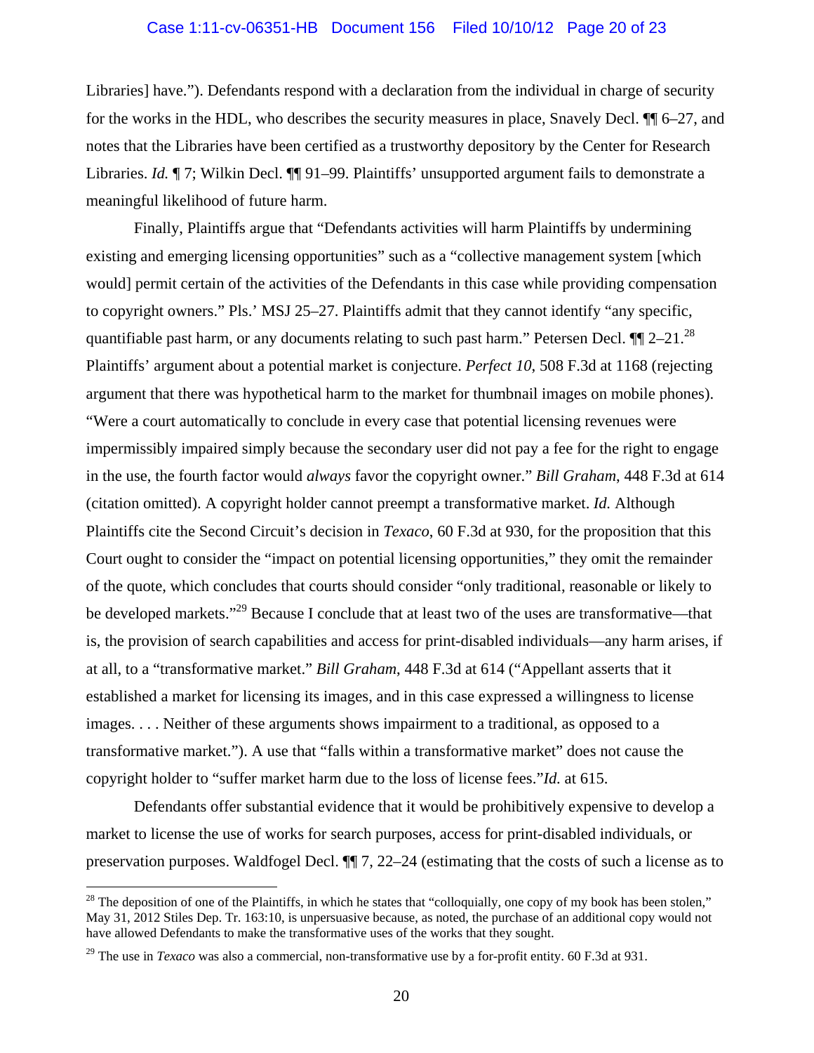Libraries] have."). Defendants respond with a declaration from the individual in charge of security for the works in the HDL, who describes the security measures in place, Snavely Decl. ¶¶ 6–27, and notes that the Libraries have been certified as a trustworthy depository by the Center for Research Libraries. *Id.* ¶ 7; Wilkin Decl. ¶¶ 91–99. Plaintiffs' unsupported argument fails to demonstrate a meaningful likelihood of future harm.

Finally, Plaintiffs argue that "Defendants activities will harm Plaintiffs by undermining existing and emerging licensing opportunities" such as a "collective management system [which would] permit certain of the activities of the Defendants in this case while providing compensation to copyright owners." Pls.' MSJ 25–27. Plaintiffs admit that they cannot identify "any specific, quantifiable past harm, or any documents relating to such past harm." Petersen Decl. ¶¶ 2–21.[28] Plaintiffs' argument about a potential market is conjecture. *Perfect 10*, 508 F.3d at 1168 (rejecting argument that there was hypothetical harm to the market for thumbnail images on mobile phones). "Were a court automatically to conclude in every case that potential licensing revenues were impermissibly impaired simply because the secondary user did not pay a fee for the right to engage in the use, the fourth factor would *always* favor the copyright owner." *Bill Graham*, 448 F.3d at 614 (citation omitted). A copyright holder cannot preempt a transformative market. *Id.* Although Plaintiffs cite the Second Circuit's decision in *Texaco*, 60 F.3d at 930, for the proposition that this Court ought to consider the "impact on potential licensing opportunities," they omit the remainder of the quote, which concludes that courts should consider "only traditional, reasonable or likely to be developed markets."[29] Because I conclude that at least two of the uses are transformative—that is, the provision of search capabilities and access for print-disabled individuals—any harm arises, if at all, to a "transformative market." *Bill Graham*, 448 F.3d at 614 ("Appellant asserts that it established a market for licensing its images, and in this case expressed a willingness to license images. . . . Neither of these arguments shows impairment to a traditional, as opposed to a transformative market."). A use that "falls within a transformative market" does not cause the copyright holder to "suffer market harm due to the loss of license fees."*Id.* at 615.

Defendants offer substantial evidence that it would be prohibitively expensive to develop a market to license the use of works for search purposes, access for print-disabled individuals, or preservation purposes. Waldfogel Decl. ¶¶ 7, 22–24 (estimating that the costs of such a license as to

---

[28] The deposition of one of the Plaintiffs, in which he states that "colloquially, one copy of my book has been stolen," May 31, 2012 Stiles Dep. Tr. 163:10, is unpersuasive because, as noted, the purchase of an additional copy would not have allowed Defendants to make the transformative uses of the works that they sought.

[29] The use in *Texaco* was also a commercial, non-transformative use by a for-profit entity. 60 F.3d at 931.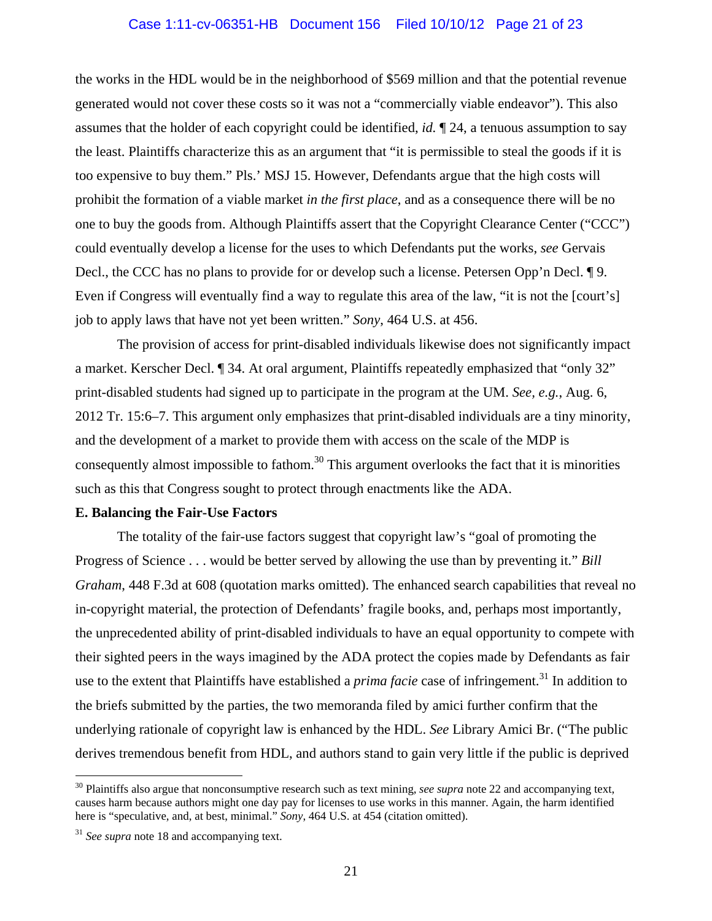the works in the HDL would be in the neighborhood of $569 million and that the potential revenue generated would not cover these costs so it was not a "commercially viable endeavor"). This also assumes that the holder of each copyright could be identified, *id.* ¶ 24, a tenuous assumption to say the least. Plaintiffs characterize this as an argument that "it is permissible to steal the goods if it is too expensive to buy them." Pls.' MSJ 15. However, Defendants argue that the high costs will prohibit the formation of a viable market *in the first place*, and as a consequence there will be no one to buy the goods from. Although Plaintiffs assert that the Copyright Clearance Center ("CCC") could eventually develop a license for the uses to which Defendants put the works, *see* Gervais Decl., the CCC has no plans to provide for or develop such a license. Petersen Opp'n Decl. ¶ 9. Even if Congress will eventually find a way to regulate this area of the law, "it is not the [court's] job to apply laws that have not yet been written." *Sony*, 464 U.S. at 456.

The provision of access for print-disabled individuals likewise does not significantly impact a market. Kerscher Decl. ¶ 34. At oral argument, Plaintiffs repeatedly emphasized that "only 32" print-disabled students had signed up to participate in the program at the UM. *See, e.g.*, Aug. 6, 2012 Tr. 15:6–7. This argument only emphasizes that print-disabled individuals are a tiny minority, and the development of a market to provide them with access on the scale of the MDP is consequently almost impossible to fathom.[30] This argument overlooks the fact that it is minorities such as this that Congress sought to protect through enactments like the ADA.

**E. Balancing the Fair-Use Factors**

The totality of the fair-use factors suggest that copyright law's "goal of promoting the Progress of Science . . . would be better served by allowing the use than by preventing it." *Bill Graham*, 448 F.3d at 608 (quotation marks omitted). The enhanced search capabilities that reveal no in-copyright material, the protection of Defendants' fragile books, and, perhaps most importantly, the unprecedented ability of print-disabled individuals to have an equal opportunity to compete with their sighted peers in the ways imagined by the ADA protect the copies made by Defendants as fair use to the extent that Plaintiffs have established a *prima facie* case of infringement.[31] In addition to the briefs submitted by the parties, the two memoranda filed by amici further confirm that the underlying rationale of copyright law is enhanced by the HDL. *See* Library Amici Br. ("The public derives tremendous benefit from HDL, and authors stand to gain very little if the public is deprived

[30] Plaintiffs also argue that nonconsumptive research such as text mining, *see supra* note 22 and accompanying text, causes harm because authors might one day pay for licenses to use works in this manner. Again, the harm identified here is "speculative, and, at best, minimal." *Sony*, 464 U.S. at 454 (citation omitted).

[31] *See supra* note 18 and accompanying text.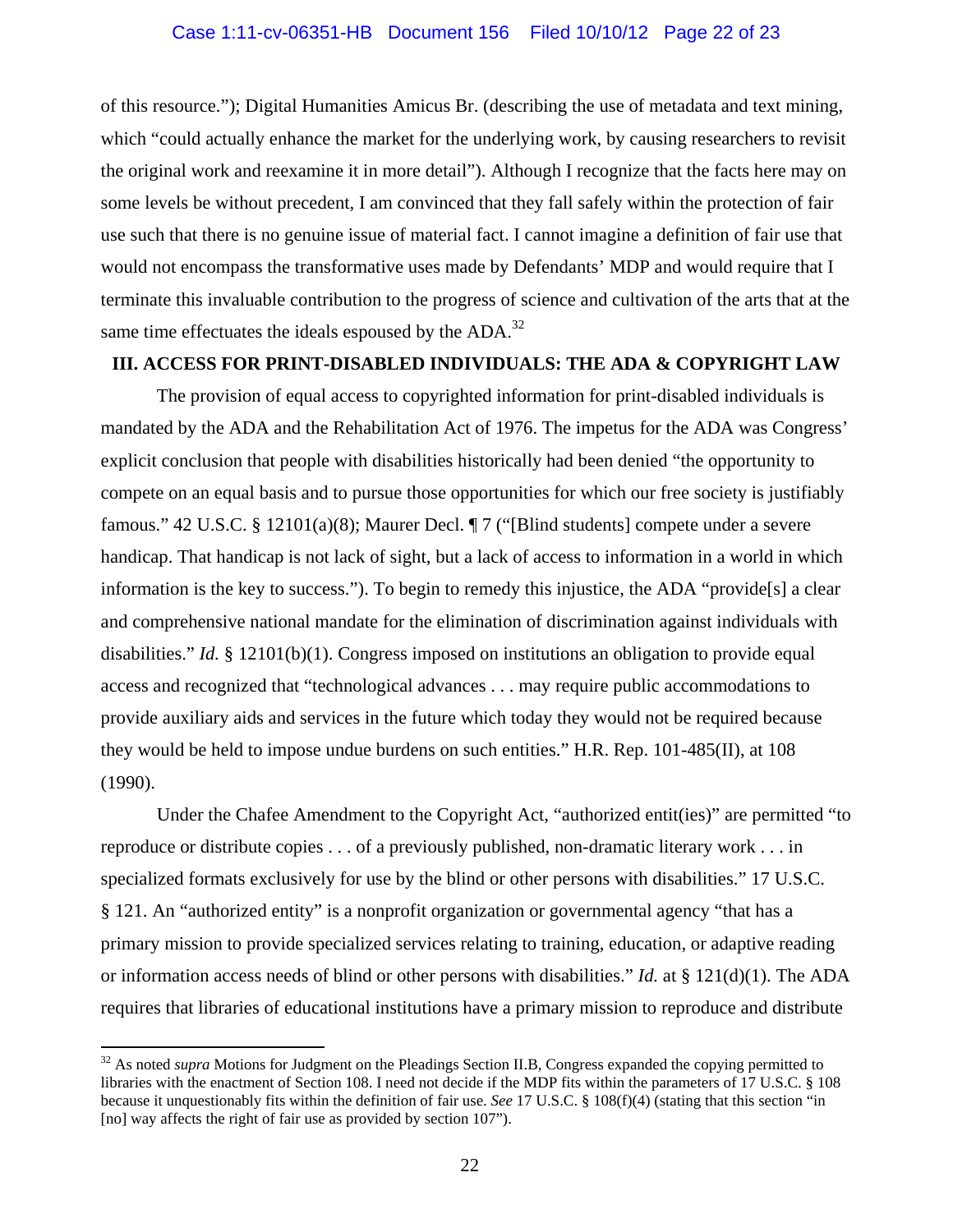of this resource."); Digital Humanities Amicus Br. (describing the use of metadata and text mining, which "could actually enhance the market for the underlying work, by causing researchers to revisit the original work and reexamine it in more detail"). Although I recognize that the facts here may on some levels be without precedent, I am convinced that they fall safely within the protection of fair use such that there is no genuine issue of material fact. I cannot imagine a definition of fair use that would not encompass the transformative uses made by Defendants' MDP and would require that I terminate this invaluable contribution to the progress of science and cultivation of the arts that at the same time effectuates the ideals espoused by the ADA.[32]

## III. ACCESS FOR PRINT-DISABLED INDIVIDUALS: THE ADA & COPYRIGHT LAW

The provision of equal access to copyrighted information for print-disabled individuals is mandated by the ADA and the Rehabilitation Act of 1976. The impetus for the ADA was Congress' explicit conclusion that people with disabilities historically had been denied "the opportunity to compete on an equal basis and to pursue those opportunities for which our free society is justifiably famous." 42 U.S.C. § 12101(a)(8); Maurer Decl. ¶ 7 ("[Blind students] compete under a severe handicap. That handicap is not lack of sight, but a lack of access to information in a world in which information is the key to success."). To begin to remedy this injustice, the ADA "provide[s] a clear and comprehensive national mandate for the elimination of discrimination against individuals with disabilities." *Id.* § 12101(b)(1). Congress imposed on institutions an obligation to provide equal access and recognized that "technological advances . . . may require public accommodations to provide auxiliary aids and services in the future which today they would not be required because they would be held to impose undue burdens on such entities." H.R. Rep. 101-485(II), at 108 (1990).

Under the Chafee Amendment to the Copyright Act, "authorized entit(ies)" are permitted "to reproduce or distribute copies . . . of a previously published, non-dramatic literary work . . . in specialized formats exclusively for use by the blind or other persons with disabilities." 17 U.S.C. § 121. An "authorized entity" is a nonprofit organization or governmental agency "that has a primary mission to provide specialized services relating to training, education, or adaptive reading or information access needs of blind or other persons with disabilities." *Id.* at § 121(d)(1). The ADA requires that libraries of educational institutions have a primary mission to reproduce and distribute

[32] As noted *supra* Motions for Judgment on the Pleadings Section II.B, Congress expanded the copying permitted to libraries with the enactment of Section 108. I need not decide if the MDP fits within the parameters of 17 U.S.C. § 108 because it unquestionably fits within the definition of fair use. *See* 17 U.S.C. § 108(f)(4) (stating that this section "in [no] way affects the right of fair use as provided by section 107").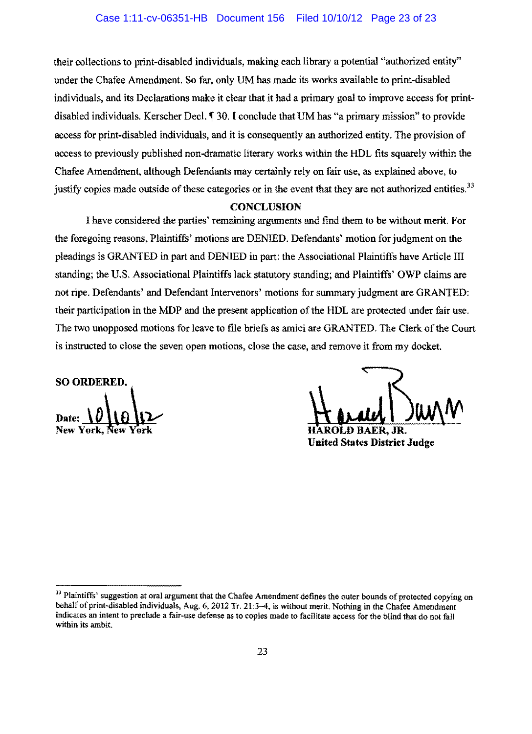their collections to print-disabled individuals, making each library a potential "authorized entity" under the Chafee Amendment. So far, only UM has made its works available to print-disabled individuals, and its Declarations make it clear that it had a primary goal to improve access for print-disabled individuals. Kerscher Decl. ¶ 30. I conclude that UM has "a primary mission" to provide access for print-disabled individuals, and it is consequently an authorized entity. The provision of access to previously published non-dramatic literary works within the HDL fits squarely within the Chafee Amendment, although Defendants may certainly rely on fair use, as explained above, to justify copies made outside of these categories or in the event that they are not authorized entities.[33]

**CONCLUSION**

I have considered the parties' remaining arguments and find them to be without merit. For the foregoing reasons, Plaintiffs' motions are DENIED. Defendants' motion for judgment on the pleadings is GRANTED in part and DENIED in part: the Associational Plaintiffs have Article III standing; the U.S. Associational Plaintiffs lack statutory standing; and Plaintiffs' OWP claims are not ripe. Defendants' and Defendant Intervenors' motions for summary judgment are GRANTED: their participation in the MDP and the present application of the HDL are protected under fair use. The two unopposed motions for leave to file briefs as amici are GRANTED. The Clerk of the Court is instructed to close the seven open motions, close the case, and remove it from my docket.

**SO ORDERED.**

**Date:** 10/10/12
**New York, New York**

**HAROLD BAER, JR.**
**United States District Judge**

[33] Plaintiffs' suggestion at oral argument that the Chafee Amendment defines the outer bounds of protected copying on behalf of print-disabled individuals, Aug. 6, 2012 Tr. 21:3–4, is without merit. Nothing in the Chafee Amendment indicates an intent to preclude a fair-use defense as to copies made to facilitate access for the blind that do not fall within its ambit.